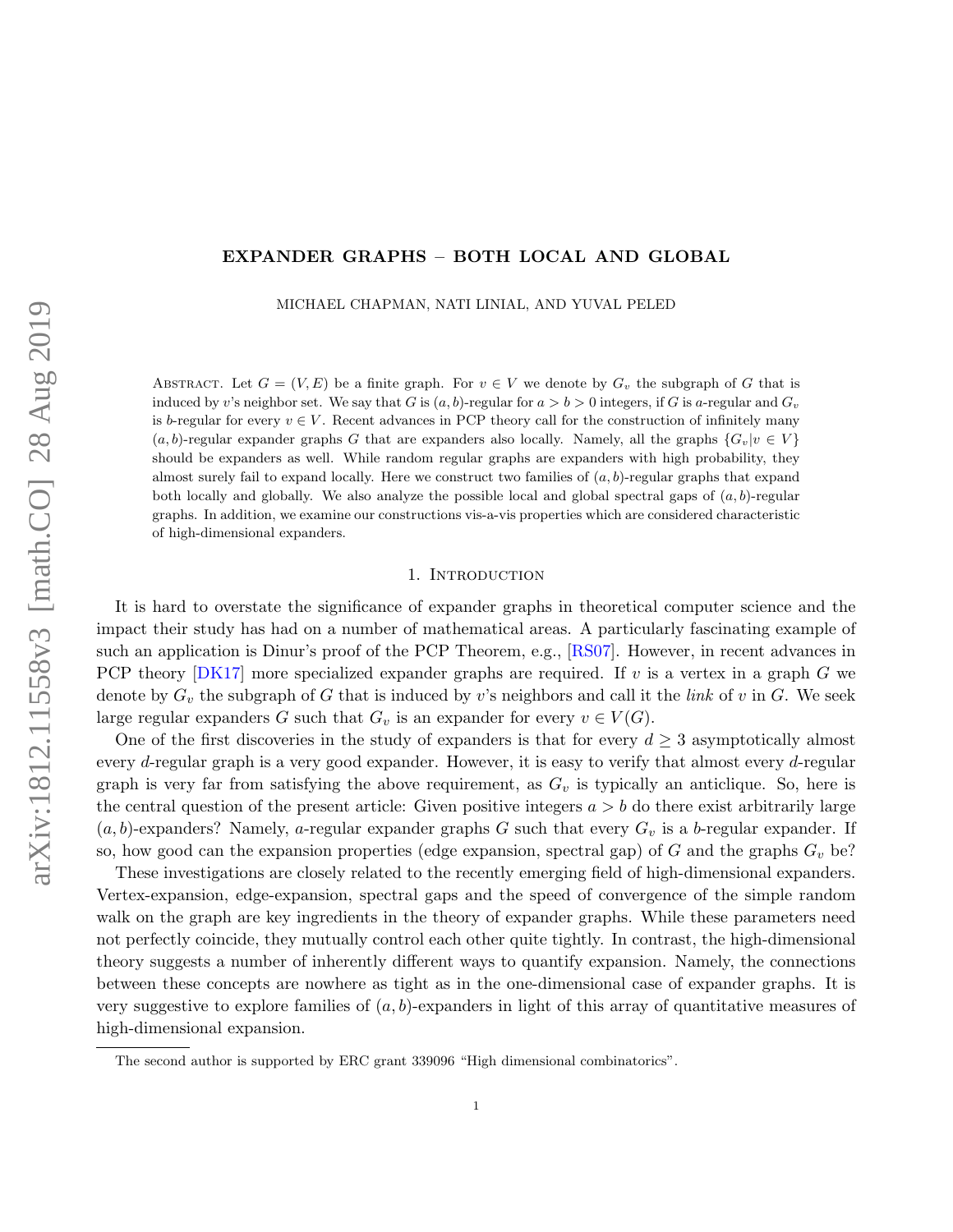# EXPANDER GRAPHS – BOTH LOCAL AND GLOBAL

MICHAEL CHAPMAN, NATI LINIAL, AND YUVAL PELED

Abstract. Let $G = (V, E)$ be a finite graph. For $v \in V$ we denote by $G_v$ the subgraph of $G$ that is induced by $v$'s neighbor set. We say that $G$ is $(a, b)$-regular for $a > b > 0$ integers, if $G$ is $a$-regular and $G_v$ is $b$-regular for every $v \in V$. Recent advances in PCP theory call for the construction of infinitely many $(a, b)$-regular expander graphs $G$ that are expanders also locally. Namely, all the graphs $\{G_v | v \in V\}$ should be expanders as well. While random regular graphs are expanders with high probability, they almost surely fail to expand locally. Here we construct two families of $(a, b)$-regular graphs that expand both locally and globally. We also analyze the possible local and global spectral gaps of $(a, b)$-regular graphs. In addition, we examine our constructions vis-a-vis properties which are considered characteristic of high-dimensional expanders.

## 1. Introduction

It is hard to overstate the significance of expander graphs in theoretical computer science and the impact their study has had on a number of mathematical areas. A particularly fascinating example of such an application is Dinur's proof of the PCP Theorem, e.g., [RS07]. However, in recent advances in PCP theory [DK17] more specialized expander graphs are required. If $v$ is a vertex in a graph $G$ we denote by $G_v$ the subgraph of $G$ that is induced by $v$'s neighbors and call it the *link* of $v$ in $G$. We seek large regular expanders $G$ such that $G_v$ is an expander for every $v \in V(G)$.

One of the first discoveries in the study of expanders is that for every $d \geq 3$ asymptotically almost every $d$-regular graph is a very good expander. However, it is easy to verify that almost every $d$-regular graph is very far from satisfying the above requirement, as $G_v$ is typically an anticlique. So, here is the central question of the present article: Given positive integers $a > b$ do there exist arbitrarily large $(a, b)$-expanders? Namely, $a$-regular expander graphs $G$ such that every $G_v$ is a $b$-regular expander. If so, how good can the expansion properties (edge expansion, spectral gap) of $G$ and the graphs $G_v$ be?

These investigations are closely related to the recently emerging field of high-dimensional expanders. Vertex-expansion, edge-expansion, spectral gaps and the speed of convergence of the simple random walk on the graph are key ingredients in the theory of expander graphs. While these parameters need not perfectly coincide, they mutually control each other quite tightly. In contrast, the high-dimensional theory suggests a number of inherently different ways to quantify expansion. Namely, the connections between these concepts are nowhere as tight as in the one-dimensional case of expander graphs. It is very suggestive to explore families of $(a, b)$-expanders in light of this array of quantitative measures of high-dimensional expansion.

The second author is supported by ERC grant 339096 "High dimensional combinatorics".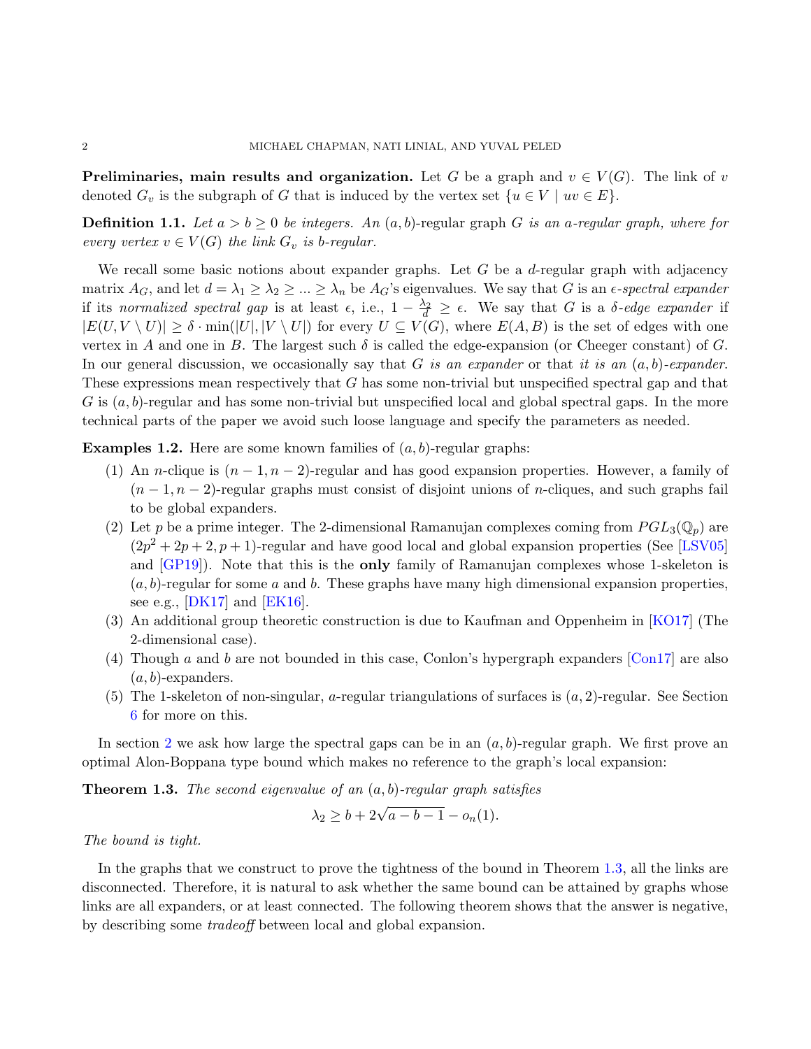**Preliminaries, main results and organization.** Let $G$ be a graph and $v \in V(G)$. The link of $v$ denoted $G_v$ is the subgraph of $G$ that is induced by the vertex set $\{u \in V \mid uv \in E\}$.

**Definition 1.1.** *Let $a > b \geq 0$ be integers. An $(a,b)$-*regular graph *$G$ is an $a$-regular graph, where for every vertex $v \in V(G)$ the link $G_v$ is $b$-regular.*

We recall some basic notions about expander graphs. Let $G$ be a $d$-regular graph with adjacency matrix $A_G$, and let $d = \lambda_1 \geq \lambda_2 \geq ... \geq \lambda_n$ be $A_G$'s eigenvalues. We say that $G$ is an *$\epsilon$-spectral expander* if its *normalized spectral gap* is at least $\epsilon$, i.e., $1 - \frac{\lambda_2}{d} \geq \epsilon$. We say that $G$ is a *$\delta$-edge expander* if $|E(U, V \setminus U)| \geq \delta \cdot \min(|U|, |V \setminus U|)$ for every $U \subseteq V(G)$, where $E(A,B)$ is the set of edges with one vertex in $A$ and one in $B$. The largest such $\delta$ is called the edge-expansion (or Cheeger constant) of $G$. In our general discussion, we occasionally say that *$G$ is an expander* or that *it is an $(a,b)$-expander*. These expressions mean respectively that $G$ has some non-trivial but unspecified spectral gap and that $G$ is $(a,b)$-regular and has some non-trivial but unspecified local and global spectral gaps. In the more technical parts of the paper we avoid such loose language and specify the parameters as needed.

**Examples 1.2.** Here are some known families of $(a,b)$-regular graphs:

1. An $n$-clique is $(n-1, n-2)$-regular and has good expansion properties. However, a family of $(n-1, n-2)$-regular graphs must consist of disjoint unions of $n$-cliques, and such graphs fail to be global expanders.
2. Let $p$ be a prime integer. The 2-dimensional Ramanujan complexes coming from $PGL_3(\mathbb{Q}_p)$ are $(2p^2 + 2p + 2, p + 1)$-regular and have good local and global expansion properties (See [LSV05] and [GP19]). Note that this is the **only** family of Ramanujan complexes whose 1-skeleton is $(a,b)$-regular for some $a$ and $b$. These graphs have many high dimensional expansion properties, see e.g., [DK17] and [EK16].
3. An additional group theoretic construction is due to Kaufman and Oppenheim in [KO17] (The 2-dimensional case).
4. Though $a$ and $b$ are not bounded in this case, Conlon's hypergraph expanders [Con17] are also $(a,b)$-expanders.
5. The 1-skeleton of non-singular, $a$-regular triangulations of surfaces is $(a, 2)$-regular. See Section 6 for more on this.

In section 2 we ask how large the spectral gaps can be in an $(a,b)$-regular graph. We first prove an optimal Alon-Boppana type bound which makes no reference to the graph's local expansion:

**Theorem 1.3.** *The second eigenvalue of an $(a,b)$-regular graph satisfies*

$$\lambda_2 \geq b + 2\sqrt{a - b - 1} - o_n(1).$$

*The bound is tight.*

In the graphs that we construct to prove the tightness of the bound in Theorem 1.3, all the links are disconnected. Therefore, it is natural to ask whether the same bound can be attained by graphs whose links are all expanders, or at least connected. The following theorem shows that the answer is negative, by describing some *tradeoff* between local and global expansion.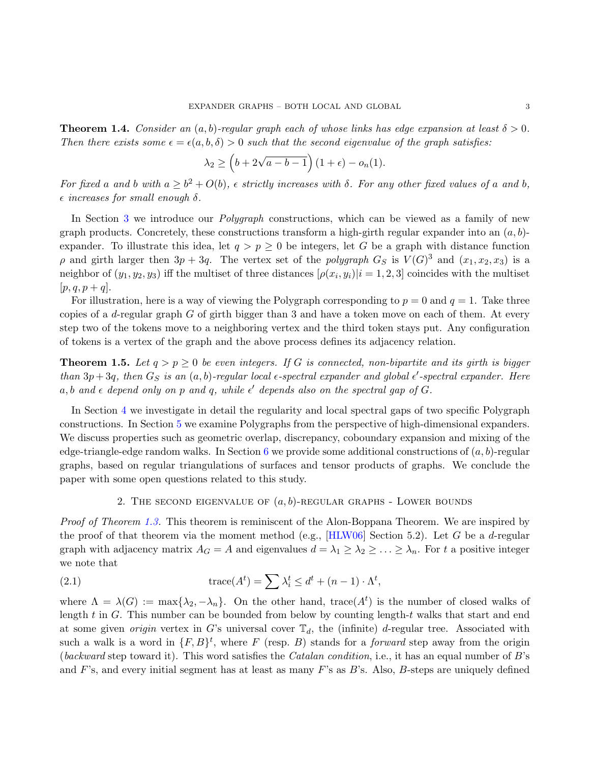**Theorem 1.4.** *Consider an $(a, b)$-regular graph each of whose links has edge expansion at least $\delta > 0$. Then there exists some $\epsilon = \epsilon(a, b, \delta) > 0$ such that the second eigenvalue of the graph satisfies:*

$$\lambda_2 \geq \left(b + 2\sqrt{a - b - 1}\right)(1 + \epsilon) - o_n(1).$$

*For fixed $a$ and $b$ with $a \geq b^2 + O(b)$, $\epsilon$ strictly increases with $\delta$. For any other fixed values of $a$ and $b$, $\epsilon$ increases for small enough $\delta$.*

In Section 3 we introduce our *Polygraph* constructions, which can be viewed as a family of new graph products. Concretely, these constructions transform a high-girth regular expander into an $(a, b)$-expander. To illustrate this idea, let $q > p \geq 0$ be integers, let $G$ be a graph with distance function $\rho$ and girth larger then $3p + 3q$. The vertex set of the *polygraph* $G_S$ is $V(G)^3$ and $(x_1, x_2, x_3)$ is a neighbor of $(y_1, y_2, y_3)$ iff the multiset of three distances $[\rho(x_i, y_i)|i = 1, 2, 3]$ coincides with the multiset $[p, q, p + q]$.

For illustration, here is a way of viewing the Polygraph corresponding to $p = 0$ and $q = 1$. Take three copies of a $d$-regular graph $G$ of girth bigger than 3 and have a token move on each of them. At every step two of the tokens move to a neighboring vertex and the third token stays put. Any configuration of tokens is a vertex of the graph and the above process defines its adjacency relation.

**Theorem 1.5.** *Let $q > p \geq 0$ be even integers. If $G$ is connected, non-bipartite and its girth is bigger than $3p + 3q$, then $G_S$ is an $(a, b)$-regular local $\epsilon$-spectral expander and global $\epsilon'$-spectral expander. Here $a, b$ and $\epsilon$ depend only on $p$ and $q$, while $\epsilon'$ depends also on the spectral gap of $G$.*

In Section 4 we investigate in detail the regularity and local spectral gaps of two specific Polygraph constructions. In Section 5 we examine Polygraphs from the perspective of high-dimensional expanders. We discuss properties such as geometric overlap, discrepancy, coboundary expansion and mixing of the edge-triangle-edge random walks. In Section 6 we provide some additional constructions of $(a, b)$-regular graphs, based on regular triangulations of surfaces and tensor products of graphs. We conclude the paper with some open questions related to this study.

## 2. The second eigenvalue of $(a, b)$-regular graphs - Lower bounds

*Proof of Theorem 1.3.* This theorem is reminiscent of the Alon-Boppana Theorem. We are inspired by the proof of that theorem via the moment method (e.g., [HLW06] Section 5.2). Let $G$ be a $d$-regular graph with adjacency matrix $A_G = A$ and eigenvalues $d = \lambda_1 \geq \lambda_2 \geq \ldots \geq \lambda_n$. For $t$ a positive integer we note that

$$\text{trace}(A^t) = \sum \lambda_i^t \leq d^t + (n - 1) \cdot \Lambda^t, \tag{2.1}$$

where $\Lambda = \lambda(G) := \max\{\lambda_2, -\lambda_n\}$. On the other hand, trace$(A^t)$ is the number of closed walks of length $t$ in $G$. This number can be bounded from below by counting length-$t$ walks that start and end at some given *origin* vertex in $G$'s universal cover $\mathbb{T}_d$, the (infinite) $d$-regular tree. Associated with such a walk is a word in $\{F, B\}^t$, where $F$ (resp. $B$) stands for a *forward* step away from the origin (*backward* step toward it). This word satisfies the *Catalan condition*, i.e., it has an equal number of $B$'s and $F$'s, and every initial segment has at least as many $F$'s as $B$'s. Also, $B$-steps are uniquely defined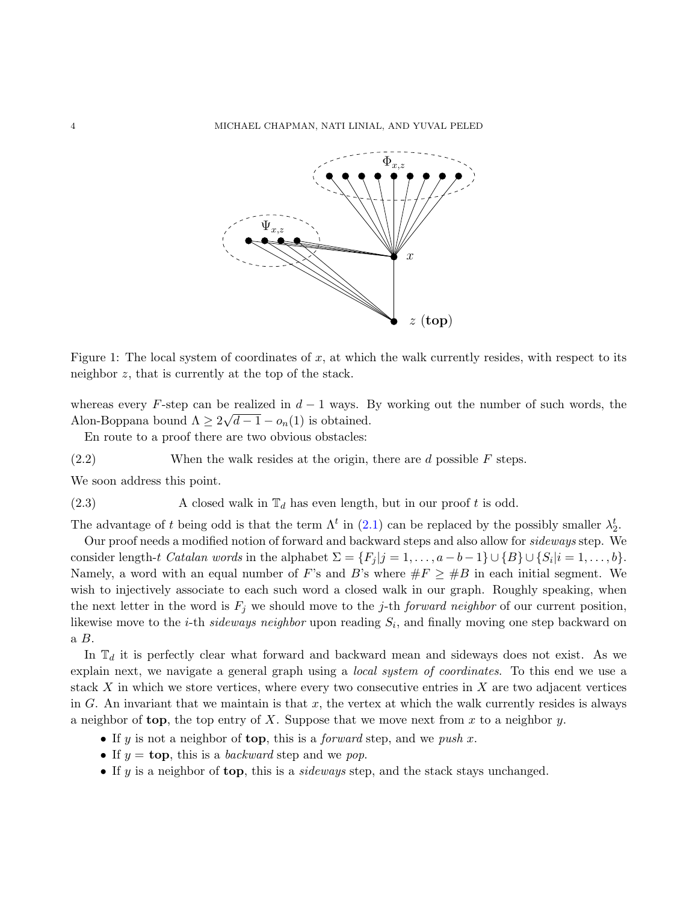Figure 1: The local system of coordinates of $x$, at which the walk currently resides, with respect to its neighbor $z$, that is currently at the top of the stack.

whereas every $F$-step can be realized in $d-1$ ways. By working out the number of such words, the Alon-Boppana bound $\Lambda \geq 2\sqrt{d-1} - o_n(1)$ is obtained.

En route to a proof there are two obvious obstacles:

(2.2) When the walk resides at the origin, there are $d$ possible $F$ steps.

We soon address this point.

(2.3) A closed walk in $\mathbb{T}_d$ has even length, but in our proof $t$ is odd.

The advantage of $t$ being odd is that the term $\Lambda^t$ in (2.1) can be replaced by the possibly smaller $\lambda_2^t$.

Our proof needs a modified notion of forward and backward steps and also allow for *sideways* step. We consider length-$t$ *Catalan words* in the alphabet $\Sigma = \{F_j | j = 1, \ldots, a-b-1\} \cup \{B\} \cup \{S_i | i = 1, \ldots, b\}$. Namely, a word with an equal number of $F$'s and $B$'s where $\#F \geq \#B$ in each initial segment. We wish to injectively associate to each such word a closed walk in our graph. Roughly speaking, when the next letter in the word is $F_j$ we should move to the $j$-th *forward neighbor* of our current position, likewise move to the $i$-th *sideways neighbor* upon reading $S_i$, and finally moving one step backward on a $B$.

In $\mathbb{T}_d$ it is perfectly clear what forward and backward mean and sideways does not exist. As we explain next, we navigate a general graph using a *local system of coordinates*. To this end we use a stack $X$ in which we store vertices, where every two consecutive entries in $X$ are two adjacent vertices in $G$. An invariant that we maintain is that $x$, the vertex at which the walk currently resides is always a neighbor of **top**, the top entry of $X$. Suppose that we move next from $x$ to a neighbor $y$.

- If $y$ is not a neighbor of **top**, this is a *forward* step, and we *push* $x$.
- If $y =$ **top**, this is a *backward* step and we *pop*.
- If $y$ is a neighbor of **top**, this is a *sideways* step, and the stack stays unchanged.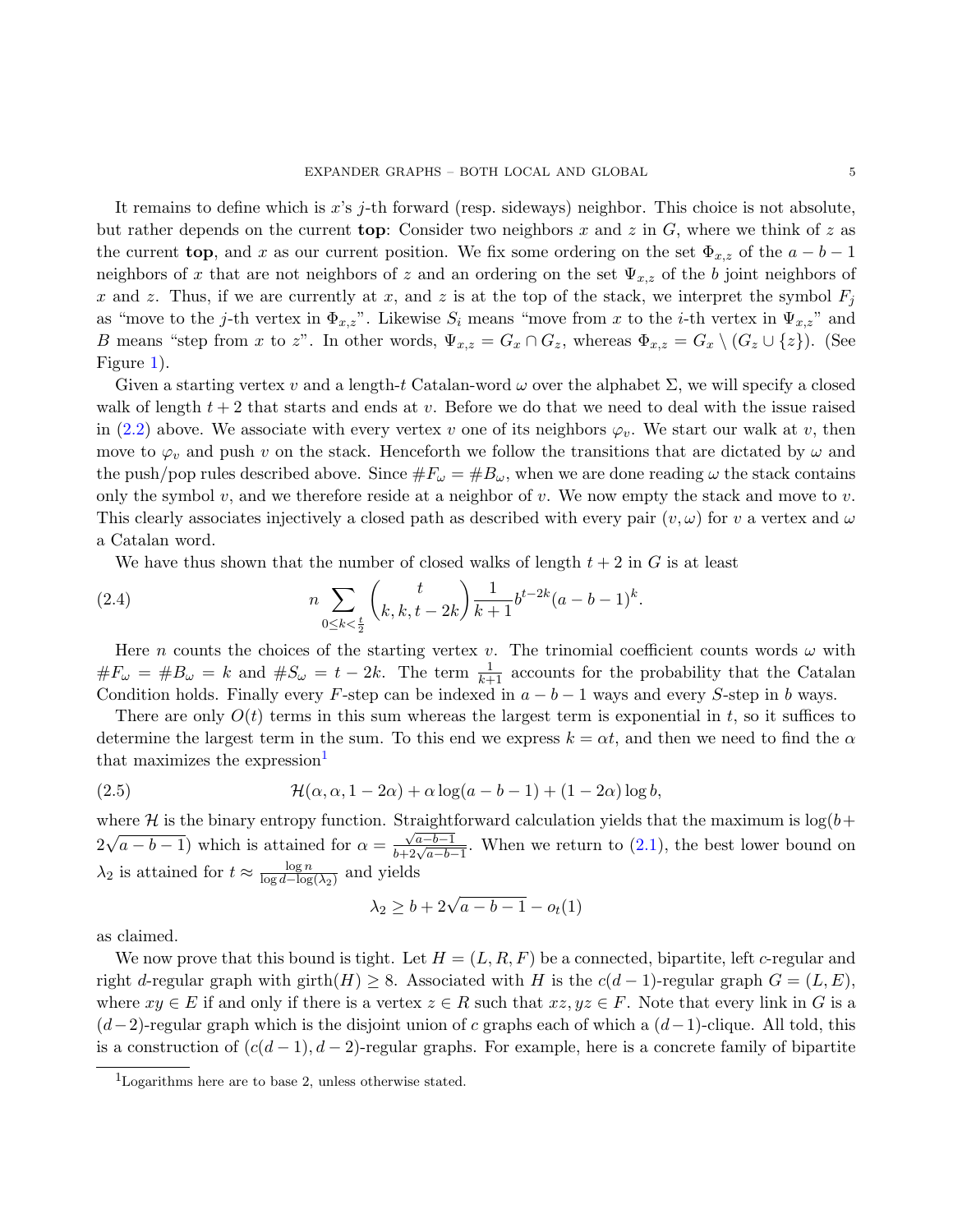It remains to define which is $x$'s $j$-th forward (resp. sideways) neighbor. This choice is not absolute, but rather depends on the current **top**: Consider two neighbors $x$ and $z$ in $G$, where we think of $z$ as the current **top**, and $x$ as our current position. We fix some ordering on the set $\Phi_{x,z}$ of the $a-b-1$ neighbors of $x$ that are not neighbors of $z$ and an ordering on the set $\Psi_{x,z}$ of the $b$ joint neighbors of $x$ and $z$. Thus, if we are currently at $x$, and $z$ is at the top of the stack, we interpret the symbol $F_j$ as "move to the $j$-th vertex in $\Phi_{x,z}$". Likewise $S_i$ means "move from $x$ to the $i$-th vertex in $\Psi_{x,z}$" and $B$ means "step from $x$ to $z$". In other words, $\Psi_{x,z} = G_x \cap G_z$, whereas $\Phi_{x,z} = G_x \setminus (G_z \cup \{z\})$. (See Figure 1).

Given a starting vertex $v$ and a length-$t$ Catalan-word $\omega$ over the alphabet $\Sigma$, we will specify a closed walk of length $t+2$ that starts and ends at $v$. Before we do that we need to deal with the issue raised in (2.2) above. We associate with every vertex $v$ one of its neighbors $\varphi_v$. We start our walk at $v$, then move to $\varphi_v$ and push $v$ on the stack. Henceforth we follow the transitions that are dictated by $\omega$ and the push/pop rules described above. Since $\#F_\omega = \#B_\omega$, when we are done reading $\omega$ the stack contains only the symbol $v$, and we therefore reside at a neighbor of $v$. We now empty the stack and move to $v$. This clearly associates injectively a closed path as described with every pair $(v, \omega)$ for $v$ a vertex and $\omega$ a Catalan word.

We have thus shown that the number of closed walks of length $t+2$ in $G$ is at least

$$
n \sum_{0 \le k < \frac{t}{2}} \binom{t}{k, k, t-2k} \frac{1}{k+1} b^{t-2k} (a-b-1)^k. \tag{2.4}
$$

Here $n$ counts the choices of the starting vertex $v$. The trinomial coefficient counts words $\omega$ with $\#F_\omega = \#B_\omega = k$ and $\#S_\omega = t-2k$. The term $\frac{1}{k+1}$ accounts for the probability that the Catalan Condition holds. Finally every $F$-step can be indexed in $a-b-1$ ways and every $S$-step in $b$ ways.

There are only $O(t)$ terms in this sum whereas the largest term is exponential in $t$, so it suffices to determine the largest term in the sum. To this end we express $k = \alpha t$, and then we need to find the $\alpha$ that maximizes the expression[1]

$$
\mathcal{H}(\alpha, \alpha, 1-2\alpha) + \alpha \log(a-b-1) + (1-2\alpha) \log b, \tag{2.5}
$$

where $\mathcal{H}$ is the binary entropy function. Straightforward calculation yields that the maximum is $\log(b + 2\sqrt{a-b-1})$ which is attained for $\alpha = \frac{\sqrt{a-b-1}}{b+2\sqrt{a-b-1}}$. When we return to (2.1), the best lower bound on $\lambda_2$ is attained for $t \approx \frac{\log n}{\log d - \log(\lambda_2)}$ and yields

$$
\lambda_2 \ge b + 2\sqrt{a-b-1} - o_t(1)
$$

as claimed.

We now prove that this bound is tight. Let $H = (L, R, F)$ be a connected, bipartite, left $c$-regular and right $d$-regular graph with $\mathrm{girth}(H) \ge 8$. Associated with $H$ is the $c(d-1)$-regular graph $G = (L, E)$, where $xy \in E$ if and only if there is a vertex $z \in R$ such that $xz, yz \in F$. Note that every link in $G$ is a $(d-2)$-regular graph which is the disjoint union of $c$ graphs each of which a $(d-1)$-clique. All told, this is a construction of $(c(d-1), d-2)$-regular graphs. For example, here is a concrete family of bipartite

[1] Logarithms here are to base 2, unless otherwise stated.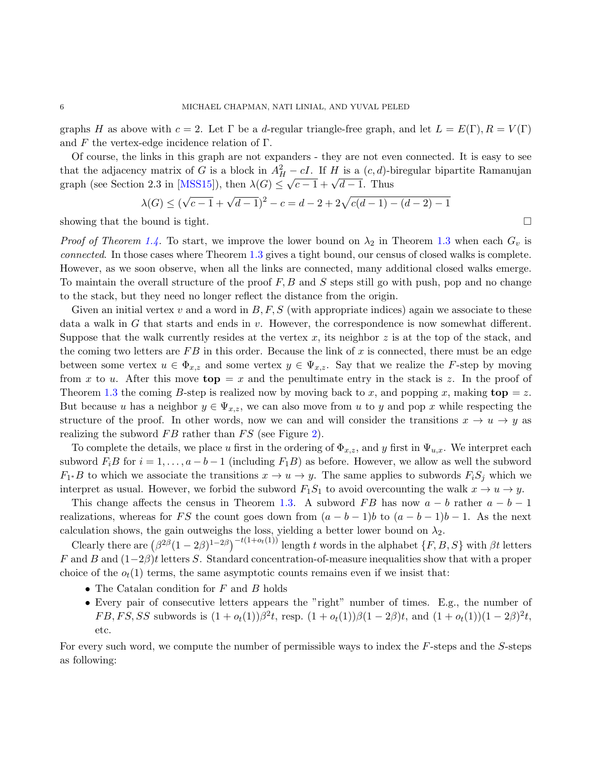graphs $H$ as above with $c = 2$. Let $\Gamma$ be a $d$-regular triangle-free graph, and let $L = E(\Gamma), R = V(\Gamma)$ and $F$ the vertex-edge incidence relation of $\Gamma$.

Of course, the links in this graph are not expanders - they are not even connected. It is easy to see that the adjacency matrix of $G$ is a block in $A_H^2 - cI$. If $H$ is a $(c, d)$-biregular bipartite Ramanujan graph (see Section 2.3 in [MSS15]), then $\lambda(G) \leq \sqrt{c-1} + \sqrt{d-1}$. Thus

$$\lambda(G) \leq (\sqrt{c-1} + \sqrt{d-1})^2 - c = d - 2 + 2\sqrt{c(d-1) - (d-2) - 1}$$

showing that the bound is tight. $\square$

*Proof of Theorem 1.4.* To start, we improve the lower bound on $\lambda_2$ in Theorem 1.3 when each $G_v$ is *connected*. In those cases where Theorem 1.3 gives a tight bound, our census of closed walks is complete. However, as we soon observe, when all the links are connected, many additional closed walks emerge. To maintain the overall structure of the proof $F, B$ and $S$ steps still go with push, pop and no change to the stack, but they need no longer reflect the distance from the origin.

Given an initial vertex $v$ and a word in $B, F, S$ (with appropriate indices) again we associate to these data a walk in $G$ that starts and ends in $v$. However, the correspondence is now somewhat different. Suppose that the walk currently resides at the vertex $x$, its neighbor $z$ is at the top of the stack, and the coming two letters are $FB$ in this order. Because the link of $x$ is connected, there must be an edge between some vertex $u \in \Phi_{x,z}$ and some vertex $y \in \Psi_{x,z}$. Say that we realize the $F$-step by moving from $x$ to $u$. After this move **top** $= x$ and the penultimate entry in the stack is $z$. In the proof of Theorem 1.3 the coming $B$-step is realized now by moving back to $x$, and popping $x$, making **top** $= z$. But because $u$ has a neighbor $y \in \Psi_{x,z}$, we can also move from $u$ to $y$ and pop $x$ while respecting the structure of the proof. In other words, now we can and will consider the transitions $x \to u \to y$ as realizing the subword $FB$ rather than $FS$ (see Figure 2).

To complete the details, we place $u$ first in the ordering of $\Phi_{x,z}$, and $y$ first in $\Psi_{u,x}$. We interpret each subword $F_iB$ for $i = 1, \ldots, a-b-1$ (including $F_1B$) as before. However, we allow as well the subword $F_{1^*}B$ to which we associate the transitions $x \to u \to y$. The same applies to subwords $F_iS_j$ which we interpret as usual. However, we forbid the subword $F_1S_1$ to avoid overcounting the walk $x \to u \to y$.

This change affects the census in Theorem 1.3. A subword $FB$ has now $a - b$ rather $a - b - 1$ realizations, whereas for $FS$ the count goes down from $(a-b-1)b$ to $(a-b-1)b - 1$. As the next calculation shows, the gain outweighs the loss, yielding a better lower bound on $\lambda_2$.

Clearly there are $\left(\beta^{2\beta}(1-2\beta)^{1-2\beta}\right)^{-t(1+o_t(1))}$ length $t$ words in the alphabet $\{F, B, S\}$ with $\beta t$ letters $F$ and $B$ and $(1-2\beta)t$ letters $S$. Standard concentration-of-measure inequalities show that with a proper choice of the $o_t(1)$ terms, the same asymptotic counts remains even if we insist that:

- The Catalan condition for $F$ and $B$ holds
- Every pair of consecutive letters appears the "right" number of times. E.g., the number of $FB, FS, SS$ subwords is $(1 + o_t(1))\beta^2 t$, resp. $(1 + o_t(1))\beta(1-2\beta)t$, and $(1 + o_t(1))(1-2\beta)^2 t$, etc.

For every such word, we compute the number of permissible ways to index the $F$-steps and the $S$-steps as following: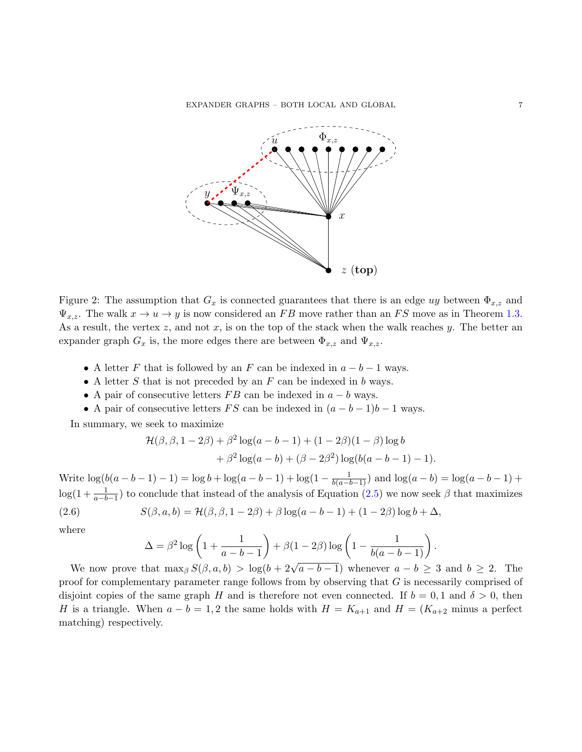Figure 2: The assumption that $G_x$ is connected guarantees that there is an edge $uy$ between $\Phi_{x,z}$ and $\Psi_{x,z}$. The walk $x \to u \to y$ is now considered an $FB$ move rather than an $FS$ move as in Theorem 1.3. As a result, the vertex $z$, and not $x$, is on the top of the stack when the walk reaches $y$. The better an expander graph $G_x$ is, the more edges there are between $\Phi_{x,z}$ and $\Psi_{x,z}$.

- A letter $F$ that is followed by an $F$ can be indexed in $a-b-1$ ways.
- A letter $S$ that is not preceded by an $F$ can be indexed in $b$ ways.
- A pair of consecutive letters $FB$ can be indexed in $a-b$ ways.
- A pair of consecutive letters $FS$ can be indexed in $(a-b-1)b-1$ ways.

In summary, we seek to maximize

$$\mathcal{H}(\beta,\beta,1-2\beta) + \beta^2\log(a-b-1) + (1-2\beta)(1-\beta)\log b$$
$$+ \beta^2\log(a-b) + (\beta-2\beta^2)\log(b(a-b-1)-1).$$

Write $\log(b(a-b-1)-1) = \log b + \log(a-b-1) + \log(1-\frac{1}{b(a-b-1)})$ and $\log(a-b) = \log(a-b-1) + \log(1+\frac{1}{a-b-1})$ to conclude that instead of the analysis of Equation (2.5) we now seek $\beta$ that maximizes

$$S(\beta,a,b) = \mathcal{H}(\beta,\beta,1-2\beta) + \beta\log(a-b-1) + (1-2\beta)\log b + \Delta, \tag{2.6}$$

where

$$\Delta = \beta^2\log\left(1+\frac{1}{a-b-1}\right) + \beta(1-2\beta)\log\left(1-\frac{1}{b(a-b-1)}\right).$$

We now prove that $\max_\beta S(\beta,a,b) > \log(b+2\sqrt{a-b-1})$ whenever $a-b \geq 3$ and $b \geq 2$. The proof for complementary parameter range follows from by observing that $G$ is necessarily comprised of disjoint copies of the same graph $H$ and is therefore not even connected. If $b = 0,1$ and $\delta > 0$, then $H$ is a triangle. When $a-b = 1,2$ the same holds with $H = K_{a+1}$ and $H = (K_{a+2}$ minus a perfect matching) respectively.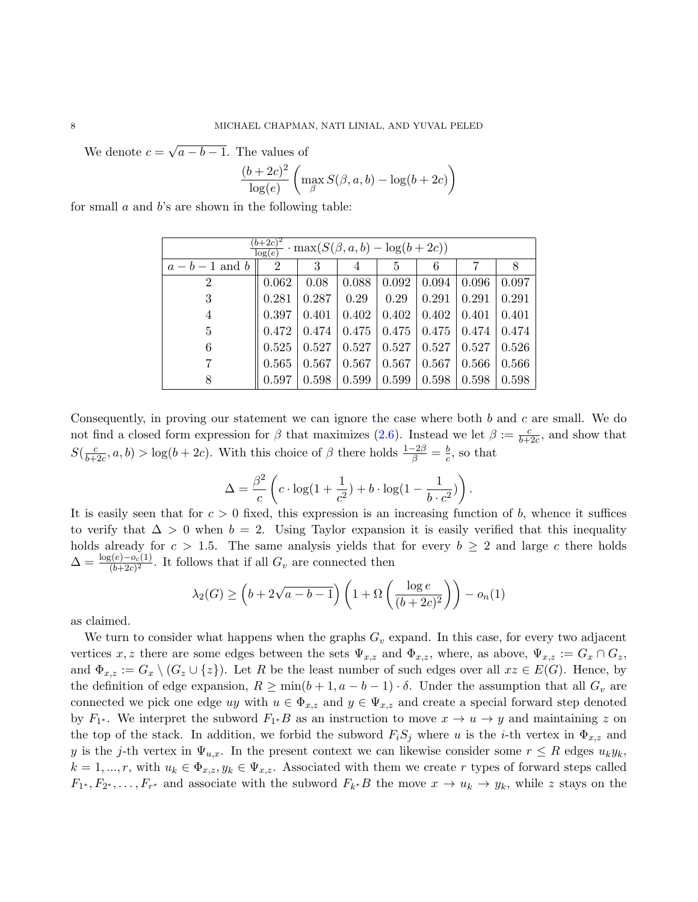We denote $c = \sqrt{a-b-1}$. The values of

$$\frac{(b+2c)^2}{\log(e)} \left( \max_{\beta} S(\beta, a, b) - \log(b+2c) \right)$$

for small $a$ and $b$'s are shown in the following table:

| $\frac{(b+2c)^2}{\log(e)} \cdot \max(S(\beta, a, b) - \log(b+2c))$ | | | | | | | |
|---|---|---|---|---|---|---|---|
| $a-b-1$ and $b$ | 2 | 3 | 4 | 5 | 6 | 7 | 8 |
| 2 | 0.062 | 0.08 | 0.088 | 0.092 | 0.094 | 0.096 | 0.097 |
| 3 | 0.281 | 0.287 | 0.29 | 0.29 | 0.291 | 0.291 | 0.291 |
| 4 | 0.397 | 0.401 | 0.402 | 0.402 | 0.402 | 0.401 | 0.401 |
| 5 | 0.472 | 0.474 | 0.475 | 0.475 | 0.475 | 0.474 | 0.474 |
| 6 | 0.525 | 0.527 | 0.527 | 0.527 | 0.527 | 0.527 | 0.526 |
| 7 | 0.565 | 0.567 | 0.567 | 0.567 | 0.567 | 0.566 | 0.566 |
| 8 | 0.597 | 0.598 | 0.599 | 0.599 | 0.598 | 0.598 | 0.598 |

Consequently, in proving our statement we can ignore the case where both $b$ and $c$ are small. We do not find a closed form expression for $\beta$ that maximizes (2.6). Instead we let $\beta := \frac{c}{b+2c}$, and show that $S(\frac{c}{b+2c}, a, b) > \log(b+2c)$. With this choice of $\beta$ there holds $\frac{1-2\beta}{\beta} = \frac{b}{c}$, so that

$$\Delta = \frac{\beta^2}{c} \left( c \cdot \log(1 + \frac{1}{c^2}) + b \cdot \log(1 - \frac{1}{b \cdot c^2}) \right).$$

It is easily seen that for $c > 0$ fixed, this expression is an increasing function of $b$, whence it suffices to verify that $\Delta > 0$ when $b = 2$. Using Taylor expansion it is easily verified that this inequality holds already for $c > 1.5$. The same analysis yields that for every $b \geq 2$ and large $c$ there holds $\Delta = \frac{\log(e) - o_c(1)}{(b+2c)^2}$. It follows that if all $G_v$ are connected then

$$\lambda_2(G) \geq \left(b + 2\sqrt{a-b-1}\right) \left(1 + \Omega\left(\frac{\log e}{(b+2c)^2}\right)\right) - o_n(1)$$

as claimed.

We turn to consider what happens when the graphs $G_v$ expand. In this case, for every two adjacent vertices $x, z$ there are some edges between the sets $\Psi_{x,z}$ and $\Phi_{x,z}$, where, as above, $\Psi_{x,z} := G_x \cap G_z$, and $\Phi_{x,z} := G_x \setminus (G_z \cup \{z\})$. Let $R$ be the least number of such edges over all $xz \in E(G)$. Hence, by the definition of edge expansion, $R \geq \min(b+1, a-b-1) \cdot \delta$. Under the assumption that all $G_v$ are connected we pick one edge $uy$ with $u \in \Phi_{x,z}$ and $y \in \Psi_{x,z}$ and create a special forward step denoted by $F_{1^*}$. We interpret the subword $F_{1^*}B$ as an instruction to move $x \to u \to y$ and maintaining $z$ on the top of the stack. In addition, we forbid the subword $F_i S_j$ where $u$ is the $i$-th vertex in $\Phi_{x,z}$ and $y$ is the $j$-th vertex in $\Psi_{u,x}$. In the present context we can likewise consider some $r \leq R$ edges $u_k y_k$, $k = 1, ..., r$, with $u_k \in \Phi_{x,z}, y_k \in \Psi_{x,z}$. Associated with them we create $r$ types of forward steps called $F_{1^*}, F_{2^*}, \ldots, F_{r^*}$ and associate with the subword $F_{k^*}B$ the move $x \to u_k \to y_k$, while $z$ stays on the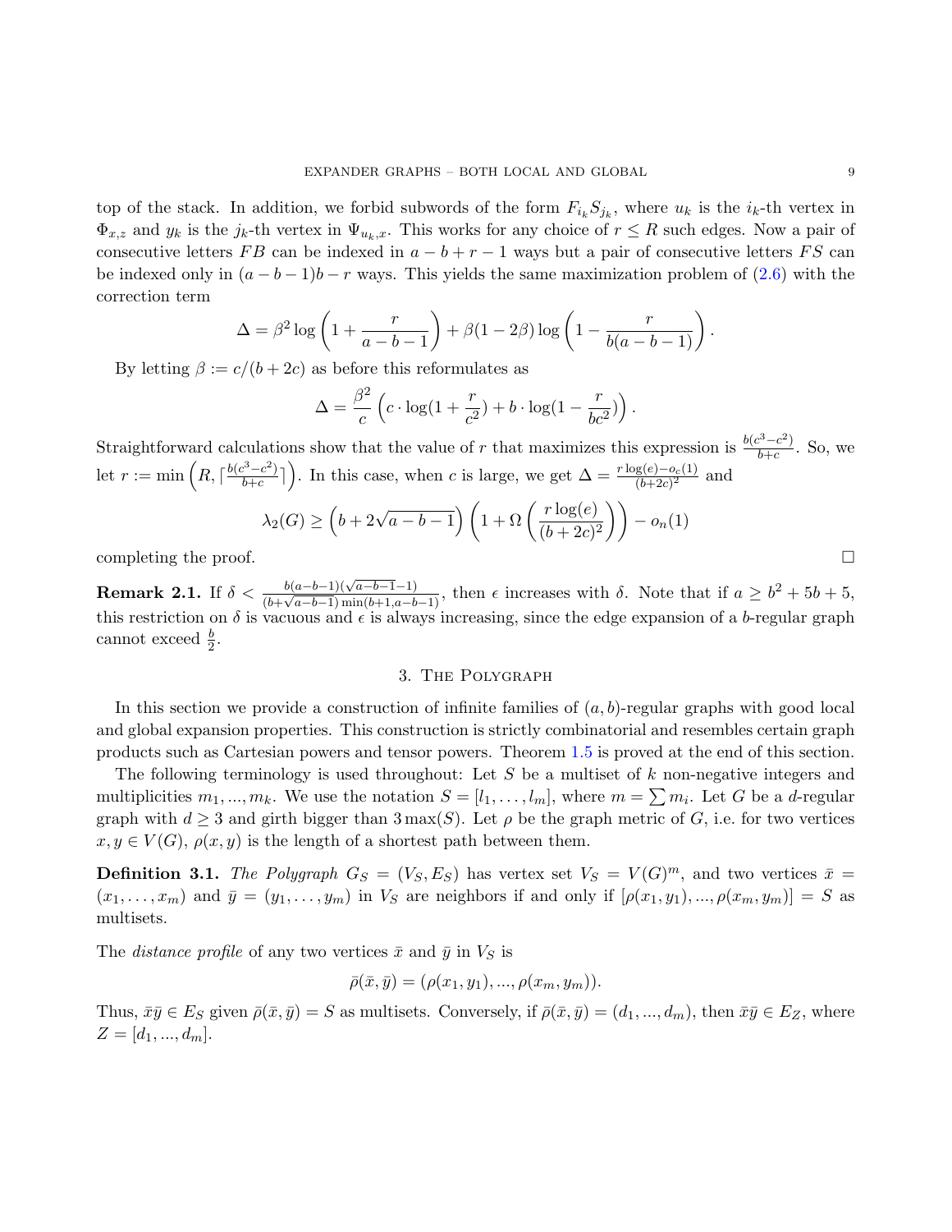top of the stack. In addition, we forbid subwords of the form $F_{i_k}S_{j_k}$, where $u_k$ is the $i_k$-th vertex in $\Phi_{x,z}$ and $y_k$ is the $j_k$-th vertex in $\Psi_{u_k,x}$. This works for any choice of $r \leq R$ such edges. Now a pair of consecutive letters $FB$ can be indexed in $a-b+r-1$ ways but a pair of consecutive letters $FS$ can be indexed only in $(a-b-1)b-r$ ways. This yields the same maximization problem of (2.6) with the correction term

$$\Delta = \beta^2 \log\left(1 + \frac{r}{a-b-1}\right) + \beta(1-2\beta)\log\left(1 - \frac{r}{b(a-b-1)}\right).$$

By letting $\beta := c/(b+2c)$ as before this reformulates as

$$\Delta = \frac{\beta^2}{c}\left(c \cdot \log(1 + \frac{r}{c^2}) + b \cdot \log(1 - \frac{r}{bc^2})\right).$$

Straightforward calculations show that the value of $r$ that maximizes this expression is $\frac{b(c^3-c^2)}{b+c}$. So, we let $r := \min\left(R, \lceil \frac{b(c^3-c^2)}{b+c} \rceil\right)$. In this case, when $c$ is large, we get $\Delta = \frac{r\log(e) - o_c(1)}{(b+2c)^2}$ and

$$\lambda_2(G) \geq \left(b + 2\sqrt{a-b-1}\right)\left(1 + \Omega\left(\frac{r\log(e)}{(b+2c)^2}\right)\right) - o_n(1)$$

completing the proof. □

**Remark 2.1.** If $\delta < \frac{b(a-b-1)(\sqrt{a-b-1}-1)}{(b+\sqrt{a-b-1})\min(b+1,a-b-1)}$, then $\epsilon$ increases with $\delta$. Note that if $a \geq b^2+5b+5$, this restriction on $\delta$ is vacuous and $\epsilon$ is always increasing, since the edge expansion of a $b$-regular graph cannot exceed $\frac{b}{2}$.

## 3. The Polygraph

In this section we provide a construction of infinite families of $(a,b)$-regular graphs with good local and global expansion properties. This construction is strictly combinatorial and resembles certain graph products such as Cartesian powers and tensor powers. Theorem 1.5 is proved at the end of this section.

The following terminology is used throughout: Let $S$ be a multiset of $k$ non-negative integers and multiplicities $m_1, ..., m_k$. We use the notation $S = [l_1, \ldots, l_m]$, where $m = \sum m_i$. Let $G$ be a $d$-regular graph with $d \geq 3$ and girth bigger than $3\max(S)$. Let $\rho$ be the graph metric of $G$, i.e. for two vertices $x, y \in V(G)$, $\rho(x,y)$ is the length of a shortest path between them.

**Definition 3.1.** *The Polygraph $G_S = (V_S, E_S)$ has vertex set $V_S = V(G)^m$, and two vertices $\bar{x} = (x_1, \ldots, x_m)$ and $\bar{y} = (y_1, \ldots, y_m)$ in $V_S$ are neighbors if and only if $[\rho(x_1,y_1), ..., \rho(x_m,y_m)] = S$ as multisets.*

The *distance profile* of any two vertices $\bar{x}$ and $\bar{y}$ in $V_S$ is

$$\bar{\rho}(\bar{x},\bar{y}) = (\rho(x_1,y_1), ..., \rho(x_m,y_m)).$$

Thus, $\bar{x}\bar{y} \in E_S$ given $\bar{\rho}(\bar{x},\bar{y}) = S$ as multisets. Conversely, if $\bar{\rho}(\bar{x},\bar{y}) = (d_1, ..., d_m)$, then $\bar{x}\bar{y} \in E_Z$, where $Z = [d_1, ..., d_m]$.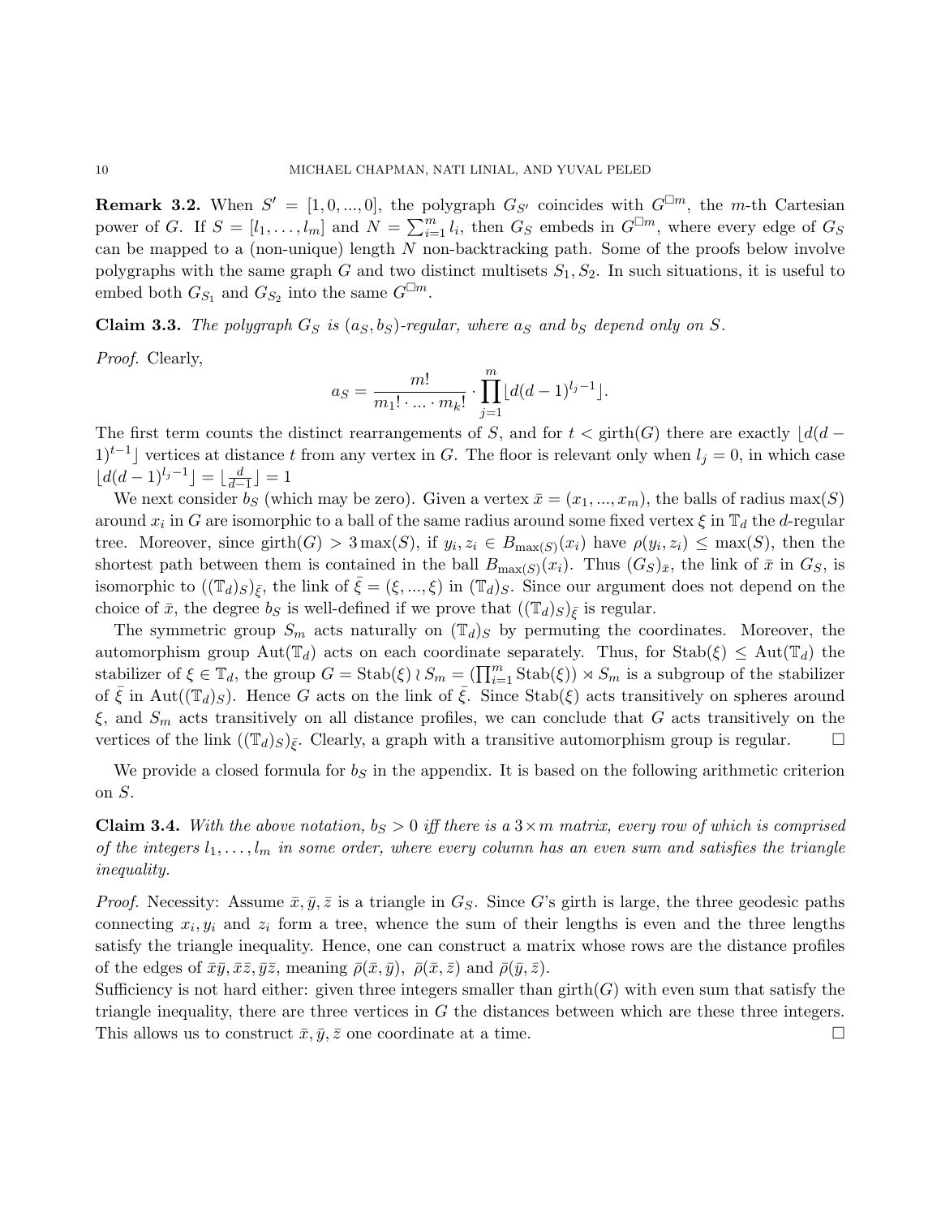**Remark 3.2.** When $S' = [1, 0, ..., 0]$, the polygraph $G_{S'}$ coincides with $G^{\square m}$, the $m$-th Cartesian power of $G$. If $S = [l_1, \ldots, l_m]$ and $N = \sum_{i=1}^{m} l_i$, then $G_S$ embeds in $G^{\square m}$, where every edge of $G_S$ can be mapped to a (non-unique) length $N$ non-backtracking path. Some of the proofs below involve polygraphs with the same graph $G$ and two distinct multisets $S_1, S_2$. In such situations, it is useful to embed both $G_{S_1}$ and $G_{S_2}$ into the same $G^{\square m}$.

**Claim 3.3.** *The polygraph $G_S$ is $(a_S, b_S)$-regular, where $a_S$ and $b_S$ depend only on $S$.*

*Proof.* Clearly,

$$a_S = \frac{m!}{m_1! \cdot \ldots \cdot m_k!} \cdot \prod_{j=1}^{m} \lfloor d(d-1)^{l_j - 1} \rfloor.$$

The first term counts the distinct rearrangements of $S$, and for $t < \text{girth}(G)$ there are exactly $\lfloor d(d-1)^{t-1} \rfloor$ vertices at distance $t$ from any vertex in $G$. The floor is relevant only when $l_j = 0$, in which case $\lfloor d(d-1)^{l_j-1} \rfloor = \lfloor \frac{d}{d-1} \rfloor = 1$

We next consider $b_S$ (which may be zero). Given a vertex $\bar{x} = (x_1, ..., x_m)$, the balls of radius $\max(S)$ around $x_i$ in $G$ are isomorphic to a ball of the same radius around some fixed vertex $\xi$ in $\mathbb{T}_d$ the $d$-regular tree. Moreover, since $\text{girth}(G) > 3\max(S)$, if $y_i, z_i \in B_{\max(S)}(x_i)$ have $\rho(y_i, z_i) \leq \max(S)$, then the shortest path between them is contained in the ball $B_{\max(S)}(x_i)$. Thus $(G_S)_{\bar{x}}$, the link of $\bar{x}$ in $G_S$, is isomorphic to $((\mathbb{T}_d)_S)_{\bar{\xi}}$, the link of $\bar{\xi} = (\xi, ..., \xi)$ in $(\mathbb{T}_d)_S$. Since our argument does not depend on the choice of $\bar{x}$, the degree $b_S$ is well-defined if we prove that $((\mathbb{T}_d)_S)_{\bar{\xi}}$ is regular.

The symmetric group $S_m$ acts naturally on $(\mathbb{T}_d)_S$ by permuting the coordinates. Moreover, the automorphism group $\text{Aut}(\mathbb{T}_d)$ acts on each coordinate separately. Thus, for $\text{Stab}(\xi) \leq \text{Aut}(\mathbb{T}_d)$ the stabilizer of $\xi \in \mathbb{T}_d$, the group $G = \text{Stab}(\xi) \wr S_m = (\prod_{i=1}^{m} \text{Stab}(\xi)) \rtimes S_m$ is a subgroup of the stabilizer of $\bar{\xi}$ in $\text{Aut}((\mathbb{T}_d)_S)$. Hence $G$ acts on the link of $\bar{\xi}$. Since $\text{Stab}(\xi)$ acts transitively on spheres around $\xi$, and $S_m$ acts transitively on all distance profiles, we can conclude that $G$ acts transitively on the vertices of the link $((\mathbb{T}_d)_S)_{\bar{\xi}}$. Clearly, a graph with a transitive automorphism group is regular. $\square$

We provide a closed formula for $b_S$ in the appendix. It is based on the following arithmetic criterion on $S$.

**Claim 3.4.** *With the above notation, $b_S > 0$ iff there is a $3 \times m$ matrix, every row of which is comprised of the integers $l_1, \ldots, l_m$ in some order, where every column has an even sum and satisfies the triangle inequality.*

*Proof.* Necessity: Assume $\bar{x}, \bar{y}, \bar{z}$ is a triangle in $G_S$. Since $G$'s girth is large, the three geodesic paths connecting $x_i, y_i$ and $z_i$ form a tree, whence the sum of their lengths is even and the three lengths satisfy the triangle inequality. Hence, one can construct a matrix whose rows are the distance profiles of the edges of $\bar{x}\bar{y}, \bar{x}\bar{z}, \bar{y}\bar{z}$, meaning $\bar{\rho}(\bar{x}, \bar{y}),\ \bar{\rho}(\bar{x}, \bar{z})$ and $\bar{\rho}(\bar{y}, \bar{z})$.
Sufficiency is not hard either: given three integers smaller than $\text{girth}(G)$ with even sum that satisfy the triangle inequality, there are three vertices in $G$ the distances between which are these three integers. This allows us to construct $\bar{x}, \bar{y}, \bar{z}$ one coordinate at a time. $\square$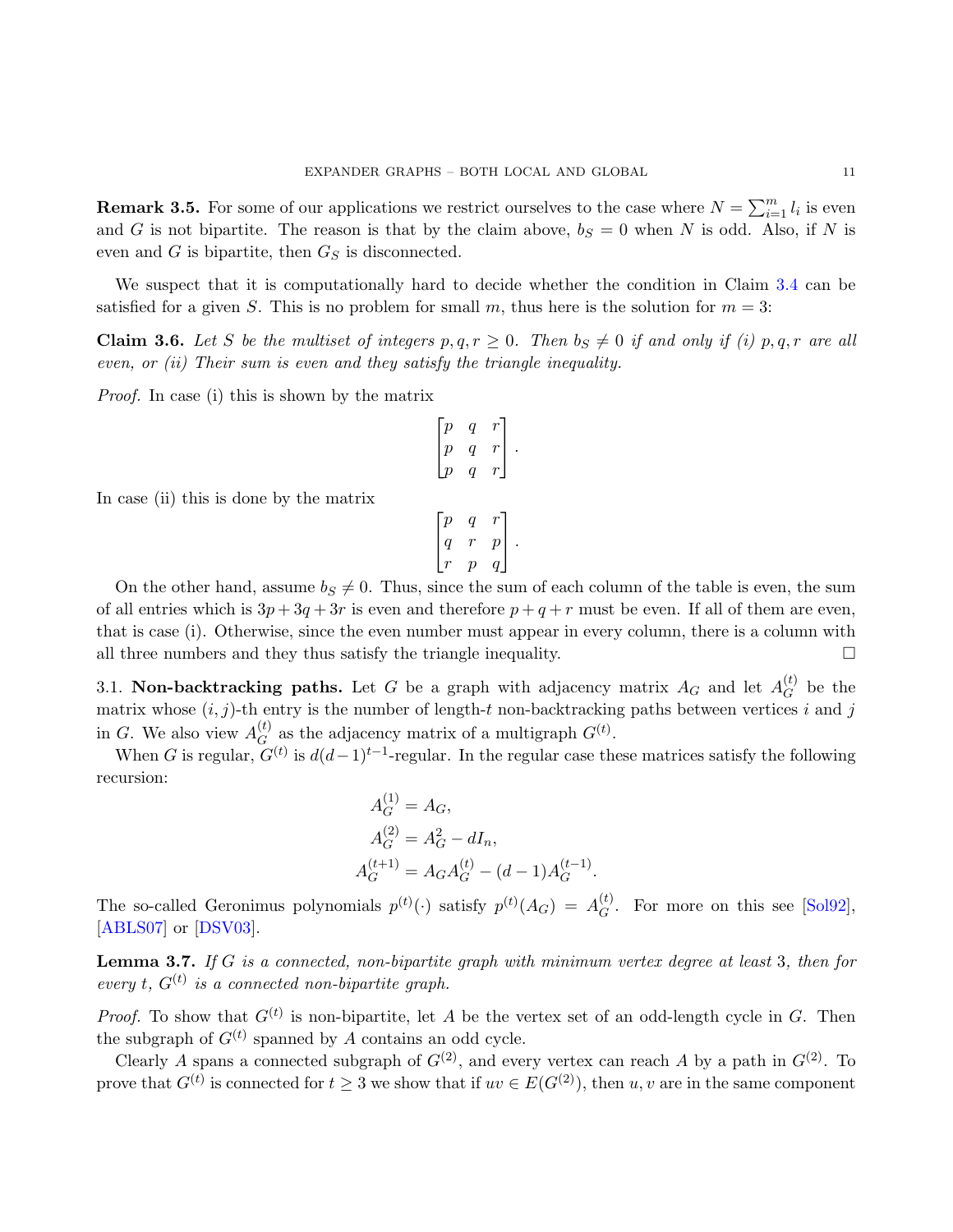**Remark 3.5.** For some of our applications we restrict ourselves to the case where $N = \sum_{i=1}^m l_i$ is even and $G$ is not bipartite. The reason is that by the claim above, $b_S = 0$ when $N$ is odd. Also, if $N$ is even and $G$ is bipartite, then $G_S$ is disconnected.

We suspect that it is computationally hard to decide whether the condition in Claim 3.4 can be satisfied for a given $S$. This is no problem for small $m$, thus here is the solution for $m = 3$:

**Claim 3.6.** *Let $S$ be the multiset of integers $p, q, r \geq 0$. Then $b_S \neq 0$ if and only if (i) $p, q, r$ are all even, or (ii) Their sum is even and they satisfy the triangle inequality.*

*Proof.* In case (i) this is shown by the matrix

$$\begin{bmatrix} p & q & r \\ p & q & r \\ p & q & r \end{bmatrix}.$$

In case (ii) this is done by the matrix

$$\begin{bmatrix} p & q & r \\ q & r & p \\ r & p & q \end{bmatrix}.$$

On the other hand, assume $b_S \neq 0$. Thus, since the sum of each column of the table is even, the sum of all entries which is $3p + 3q + 3r$ is even and therefore $p + q + r$ must be even. If all of them are even, that is case (i). Otherwise, since the even number must appear in every column, there is a column with all three numbers and they thus satisfy the triangle inequality. $\square$

3.1. **Non-backtracking paths.** Let $G$ be a graph with adjacency matrix $A_G$ and let $A_G^{(t)}$ be the matrix whose $(i, j)$-th entry is the number of length-$t$ non-backtracking paths between vertices $i$ and $j$ in $G$. We also view $A_G^{(t)}$ as the adjacency matrix of a multigraph $G^{(t)}$.

When $G$ is regular, $G^{(t)}$ is $d(d-1)^{t-1}$-regular. In the regular case these matrices satisfy the following recursion:

$$A_G^{(1)} = A_G,$$
$$A_G^{(2)} = A_G^2 - dI_n,$$
$$A_G^{(t+1)} = A_G A_G^{(t)} - (d-1)A_G^{(t-1)}.$$

The so-called Geronimus polynomials $p^{(t)}(\cdot)$ satisfy $p^{(t)}(A_G) = A_G^{(t)}$. For more on this see [Sol92], [ABLS07] or [DSV03].

**Lemma 3.7.** *If $G$ is a connected, non-bipartite graph with minimum vertex degree at least 3, then for every $t$, $G^{(t)}$ is a connected non-bipartite graph.*

*Proof.* To show that $G^{(t)}$ is non-bipartite, let $A$ be the vertex set of an odd-length cycle in $G$. Then the subgraph of $G^{(t)}$ spanned by $A$ contains an odd cycle.

Clearly $A$ spans a connected subgraph of $G^{(2)}$, and every vertex can reach $A$ by a path in $G^{(2)}$. To prove that $G^{(t)}$ is connected for $t \geq 3$ we show that if $uv \in E(G^{(2)})$, then $u, v$ are in the same component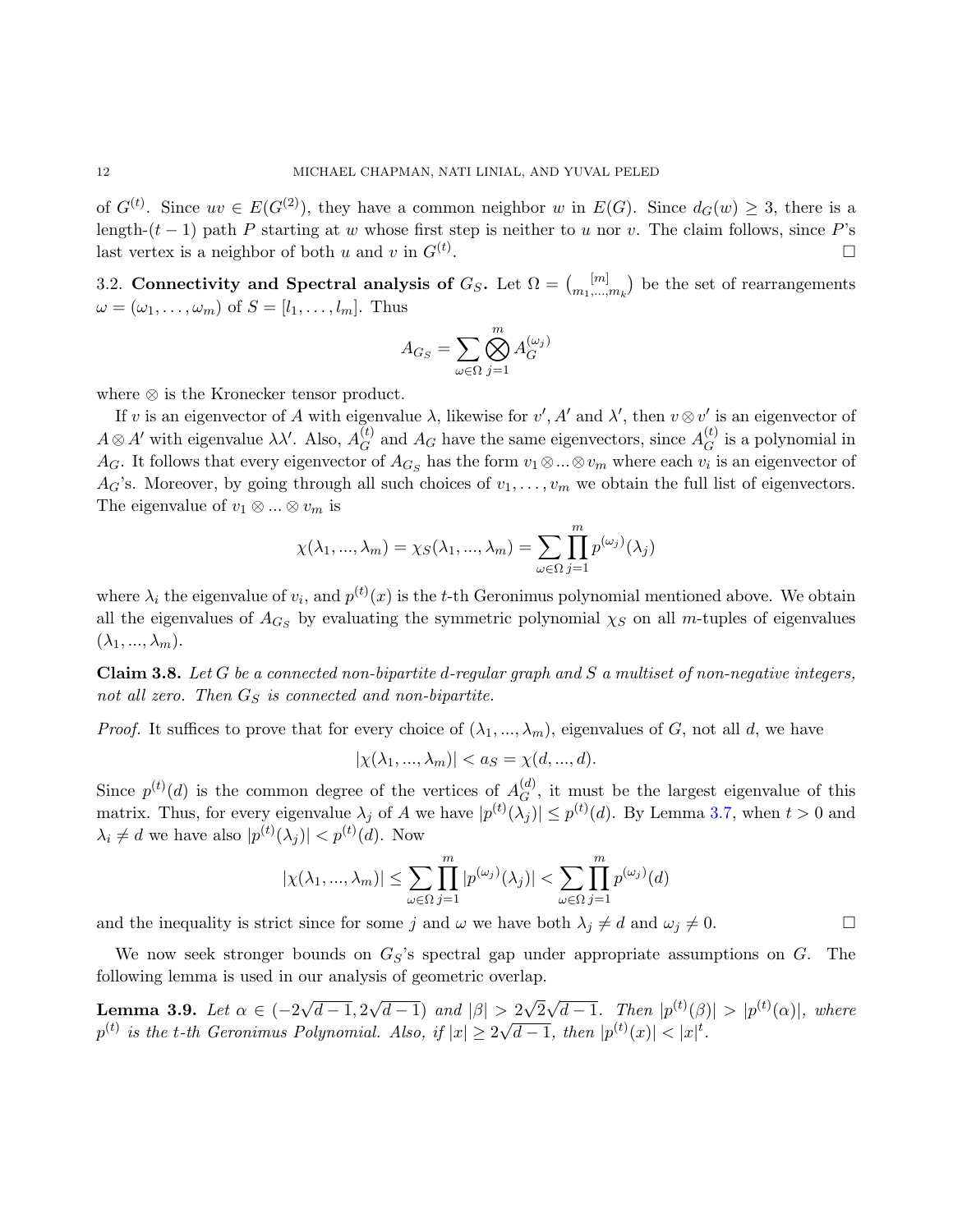of $G^{(t)}$. Since $uv \in E(G^{(2)})$, they have a common neighbor $w$ in $E(G)$. Since $d_G(w) \geq 3$, there is a length-$(t-1)$ path $P$ starting at $w$ whose first step is neither to $u$ nor $v$. The claim follows, since $P$'s last vertex is a neighbor of both $u$ and $v$ in $G^{(t)}$. $\square$

3.2. **Connectivity and Spectral analysis of $G_S$.** Let $\Omega = \binom{[m]}{m_1,\ldots,m_k}$ be the set of rearrangements $\omega = (\omega_1, \ldots, \omega_m)$ of $S = [l_1, \ldots, l_m]$. Thus

$$A_{G_S} = \sum_{\omega \in \Omega} \bigotimes_{j=1}^{m} A_G^{(\omega_j)}$$

where $\otimes$ is the Kronecker tensor product.

If $v$ is an eigenvector of $A$ with eigenvalue $\lambda$, likewise for $v', A'$ and $\lambda'$, then $v \otimes v'$ is an eigenvector of $A \otimes A'$ with eigenvalue $\lambda\lambda'$. Also, $A_G^{(t)}$ and $A_G$ have the same eigenvectors, since $A_G^{(t)}$ is a polynomial in $A_G$. It follows that every eigenvector of $A_{G_S}$ has the form $v_1 \otimes ... \otimes v_m$ where each $v_i$ is an eigenvector of $A_G$'s. Moreover, by going through all such choices of $v_1, \ldots, v_m$ we obtain the full list of eigenvectors. The eigenvalue of $v_1 \otimes ... \otimes v_m$ is

$$\chi(\lambda_1, ..., \lambda_m) = \chi_S(\lambda_1, ..., \lambda_m) = \sum_{\omega \in \Omega} \prod_{j=1}^{m} p^{(\omega_j)}(\lambda_j)$$

where $\lambda_i$ the eigenvalue of $v_i$, and $p^{(t)}(x)$ is the $t$-th Geronimus polynomial mentioned above. We obtain all the eigenvalues of $A_{G_S}$ by evaluating the symmetric polynomial $\chi_S$ on all $m$-tuples of eigenvalues $(\lambda_1, ..., \lambda_m)$.

**Claim 3.8.** *Let $G$ be a connected non-bipartite $d$-regular graph and $S$ a multiset of non-negative integers, not all zero. Then $G_S$ is connected and non-bipartite.*

*Proof.* It suffices to prove that for every choice of $(\lambda_1, ..., \lambda_m)$, eigenvalues of $G$, not all $d$, we have

$$|\chi(\lambda_1, ..., \lambda_m)| < a_S = \chi(d, ..., d).$$

Since $p^{(t)}(d)$ is the common degree of the vertices of $A_G^{(d)}$, it must be the largest eigenvalue of this matrix. Thus, for every eigenvalue $\lambda_j$ of $A$ we have $|p^{(t)}(\lambda_j)| \leq p^{(t)}(d)$. By Lemma 3.7, when $t > 0$ and $\lambda_i \neq d$ we have also $|p^{(t)}(\lambda_j)| < p^{(t)}(d)$. Now

$$|\chi(\lambda_1, ..., \lambda_m)| \leq \sum_{\omega \in \Omega} \prod_{j=1}^{m} |p^{(\omega_j)}(\lambda_j)| < \sum_{\omega \in \Omega} \prod_{j=1}^{m} p^{(\omega_j)}(d)$$

and the inequality is strict since for some $j$ and $\omega$ we have both $\lambda_j \neq d$ and $\omega_j \neq 0$. $\square$

We now seek stronger bounds on $G_S$'s spectral gap under appropriate assumptions on $G$. The following lemma is used in our analysis of geometric overlap.

**Lemma 3.9.** *Let $\alpha \in (-2\sqrt{d-1}, 2\sqrt{d-1})$ and $|\beta| > 2\sqrt{2}\sqrt{d-1}$. Then $|p^{(t)}(\beta)| > |p^{(t)}(\alpha)|$, where $p^{(t)}$ is the $t$-th Geronimus Polynomial. Also, if $|x| \geq 2\sqrt{d-1}$, then $|p^{(t)}(x)| < |x|^t$.*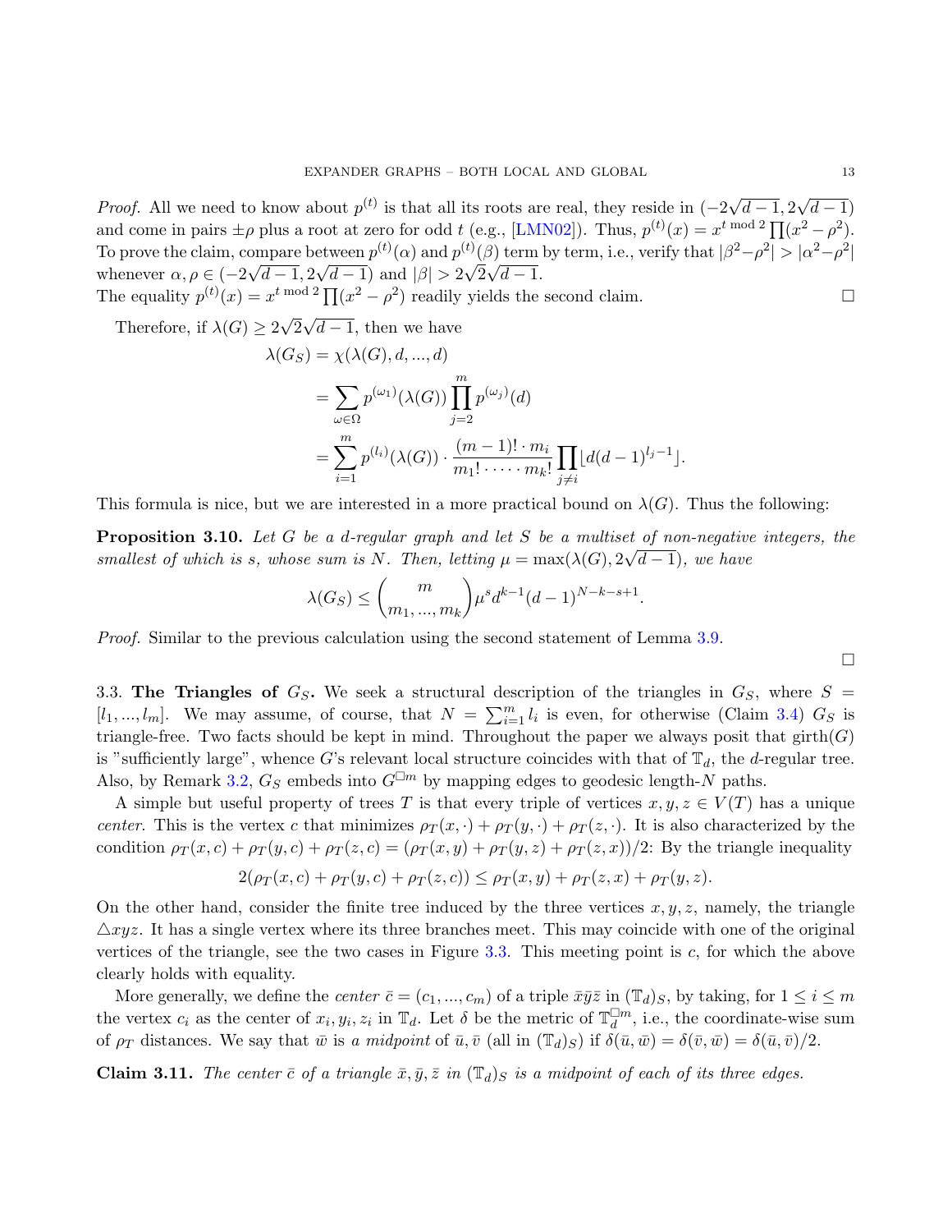*Proof.* All we need to know about $p^{(t)}$ is that all its roots are real, they reside in $(-2\sqrt{d-1}, 2\sqrt{d-1})$ and come in pairs $\pm\rho$ plus a root at zero for odd $t$ (e.g., [LMN02]). Thus, $p^{(t)}(x) = x^{t \bmod 2}\prod(x^2-\rho^2)$. To prove the claim, compare between $p^{(t)}(\alpha)$ and $p^{(t)}(\beta)$ term by term, i.e., verify that $|\beta^2-\rho^2| > |\alpha^2-\rho^2|$ whenever $\alpha, \rho \in (-2\sqrt{d-1}, 2\sqrt{d-1})$ and $|\beta| > 2\sqrt{2}\sqrt{d-1}$.
The equality $p^{(t)}(x) = x^{t \bmod 2}\prod(x^2-\rho^2)$ readily yields the second claim. □

Therefore, if $\lambda(G) \geq 2\sqrt{2}\sqrt{d-1}$, then we have

$$\begin{aligned}
\lambda(G_S) &= \chi(\lambda(G), d, ..., d) \\
&= \sum_{\omega\in\Omega} p^{(\omega_1)}(\lambda(G)) \prod_{j=2}^{m} p^{(\omega_j)}(d) \\
&= \sum_{i=1}^{m} p^{(l_i)}(\lambda(G)) \cdot \frac{(m-1)! \cdot m_i}{m_1! \cdot \dots \cdot m_k!} \prod_{j\neq i} \lfloor d(d-1)^{l_j-1} \rfloor.
\end{aligned}$$

This formula is nice, but we are interested in a more practical bound on $\lambda(G)$. Thus the following:

**Proposition 3.10.** *Let $G$ be a $d$-regular graph and let $S$ be a multiset of non-negative integers, the smallest of which is $s$, whose sum is $N$. Then, letting $\mu = \max(\lambda(G), 2\sqrt{d-1})$, we have*

$$\lambda(G_S) \leq \binom{m}{m_1, ..., m_k} \mu^s d^{k-1} (d-1)^{N-k-s+1}.$$

*Proof.* Similar to the previous calculation using the second statement of Lemma 3.9. □

3.3. **The Triangles of $G_S$.** We seek a structural description of the triangles in $G_S$, where $S = [l_1, ..., l_m]$. We may assume, of course, that $N = \sum_{i=1}^{m} l_i$ is even, for otherwise (Claim 3.4) $G_S$ is triangle-free. Two facts should be kept in mind. Throughout the paper we always posit that girth($G$) is "sufficiently large", whence $G$'s relevant local structure coincides with that of $\mathbb{T}_d$, the $d$-regular tree. Also, by Remark 3.2, $G_S$ embeds into $G^{\square m}$ by mapping edges to geodesic length-$N$ paths.

A simple but useful property of trees $T$ is that every triple of vertices $x, y, z \in V(T)$ has a unique *center*. This is the vertex $c$ that minimizes $\rho_T(x, \cdot) + \rho_T(y, \cdot) + \rho_T(z, \cdot)$. It is also characterized by the condition $\rho_T(x, c) + \rho_T(y, c) + \rho_T(z, c) = (\rho_T(x, y) + \rho_T(y, z) + \rho_T(z, x))/2$: By the triangle inequality

$$2(\rho_T(x, c) + \rho_T(y, c) + \rho_T(z, c)) \leq \rho_T(x, y) + \rho_T(z, x) + \rho_T(y, z).$$

On the other hand, consider the finite tree induced by the three vertices $x, y, z$, namely, the triangle $\triangle xyz$. It has a single vertex where its three branches meet. This may coincide with one of the original vertices of the triangle, see the two cases in Figure 3.3. This meeting point is $c$, for which the above clearly holds with equality.

More generally, we define the *center* $\bar{c} = (c_1, ..., c_m)$ of a triple $\bar{x}\bar{y}\bar{z}$ in $(\mathbb{T}_d)_S$, by taking, for $1 \leq i \leq m$ the vertex $c_i$ as the center of $x_i, y_i, z_i$ in $\mathbb{T}_d$. Let $\delta$ be the metric of $\mathbb{T}_d^{\square m}$, i.e., the coordinate-wise sum of $\rho_T$ distances. We say that $\bar{w}$ is *a midpoint* of $\bar{u}, \bar{v}$ (all in $(\mathbb{T}_d)_S$) if $\delta(\bar{u}, \bar{w}) = \delta(\bar{v}, \bar{w}) = \delta(\bar{u}, \bar{v})/2$.

**Claim 3.11.** *The center $\bar{c}$ of a triangle $\bar{x}, \bar{y}, \bar{z}$ in $(\mathbb{T}_d)_S$ is a midpoint of each of its three edges.*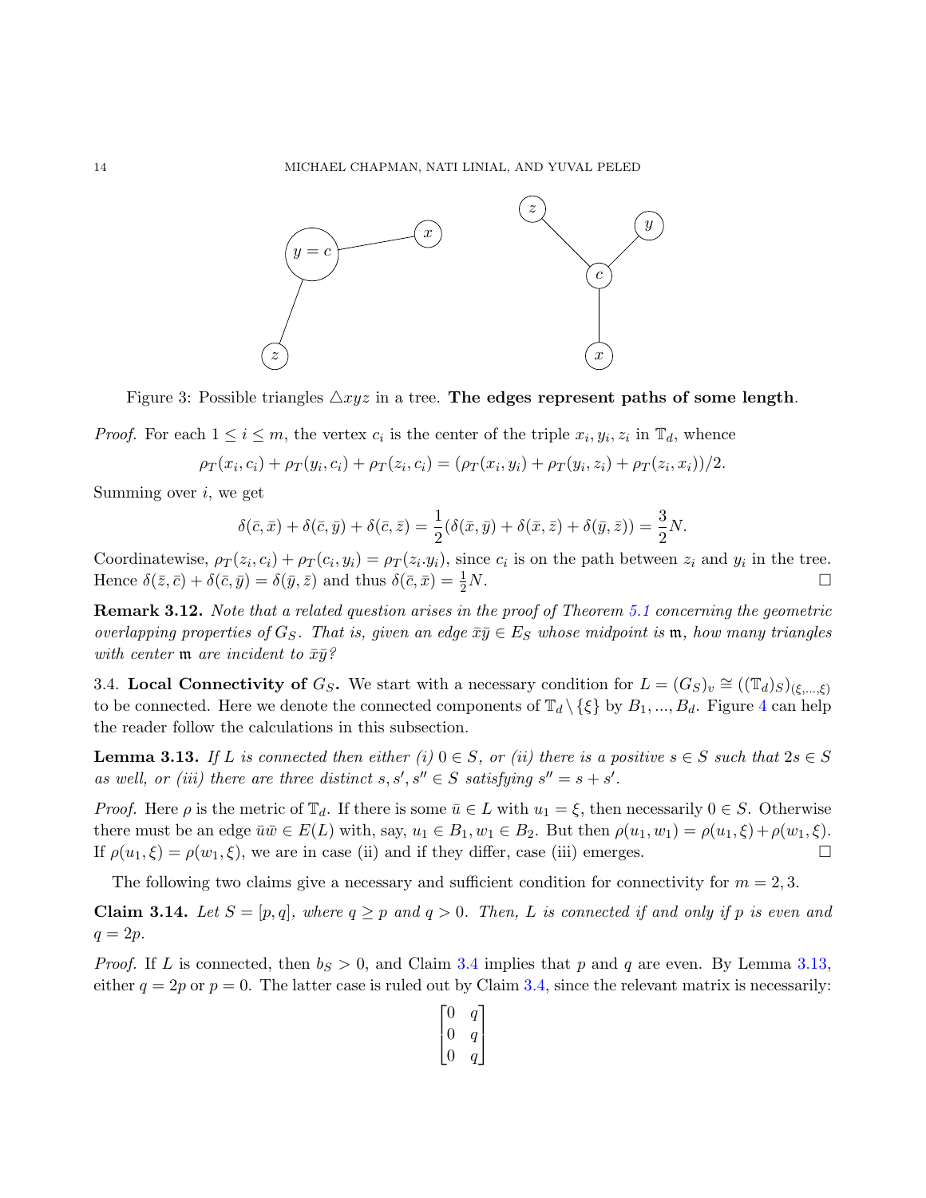Figure 3: Possible triangles $\triangle xyz$ in a tree. **The edges represent paths of some length**.

*Proof.* For each $1 \leq i \leq m$, the vertex $c_i$ is the center of the triple $x_i, y_i, z_i$ in $\mathbb{T}_d$, whence

$$\rho_T(x_i, c_i) + \rho_T(y_i, c_i) + \rho_T(z_i, c_i) = (\rho_T(x_i, y_i) + \rho_T(y_i, z_i) + \rho_T(z_i, x_i))/2.$$

Summing over $i$, we get

$$\delta(\bar{c}, \bar{x}) + \delta(\bar{c}, \bar{y}) + \delta(\bar{c}, \bar{z}) = \frac{1}{2}(\delta(\bar{x}, \bar{y}) + \delta(\bar{x}, \bar{z}) + \delta(\bar{y}, \bar{z})) = \frac{3}{2}N.$$

Coordinatewise, $\rho_T(z_i, c_i) + \rho_T(c_i, y_i) = \rho_T(z_i . y_i)$, since $c_i$ is on the path between $z_i$ and $y_i$ in the tree. Hence $\delta(\bar{z}, \bar{c}) + \delta(\bar{c}, \bar{y}) = \delta(\bar{y}, \bar{z})$ and thus $\delta(\bar{c}, \bar{x}) = \frac{1}{2}N$. □

**Remark 3.12.** *Note that a related question arises in the proof of Theorem 5.1 concerning the geometric overlapping properties of $G_S$. That is, given an edge $\bar{x}\bar{y} \in E_S$ whose midpoint is $\mathfrak{m}$, how many triangles with center $\mathfrak{m}$ are incident to $\bar{x}\bar{y}$?*

3.4. **Local Connectivity of $G_S$.** We start with a necessary condition for $L = (G_S)_v \cong ((\mathbb{T}_d)_S)_{(\xi,\dots,\xi)}$ to be connected. Here we denote the connected components of $\mathbb{T}_d \setminus \{\xi\}$ by $B_1, ..., B_d$. Figure 4 can help the reader follow the calculations in this subsection.

**Lemma 3.13.** *If $L$ is connected then either (i) $0 \in S$, or (ii) there is a positive $s \in S$ such that $2s \in S$ as well, or (iii) there are three distinct $s, s', s'' \in S$ satisfying $s'' = s + s'$.*

*Proof.* Here $\rho$ is the metric of $\mathbb{T}_d$. If there is some $\bar{u} \in L$ with $u_1 = \xi$, then necessarily $0 \in S$. Otherwise there must be an edge $\bar{u}\bar{w} \in E(L)$ with, say, $u_1 \in B_1, w_1 \in B_2$. But then $\rho(u_1, w_1) = \rho(u_1, \xi) + \rho(w_1, \xi)$. If $\rho(u_1, \xi) = \rho(w_1, \xi)$, we are in case (ii) and if they differ, case (iii) emerges. □

The following two claims give a necessary and sufficient condition for connectivity for $m = 2, 3$.

**Claim 3.14.** *Let $S = [p, q]$, where $q \geq p$ and $q > 0$. Then, $L$ is connected if and only if $p$ is even and $q = 2p$.*

*Proof.* If $L$ is connected, then $b_S > 0$, and Claim 3.4 implies that $p$ and $q$ are even. By Lemma 3.13, either $q = 2p$ or $p = 0$. The latter case is ruled out by Claim 3.4, since the relevant matrix is necessarily:

$$\begin{bmatrix} 0 & q \\ 0 & q \\ 0 & q \end{bmatrix}$$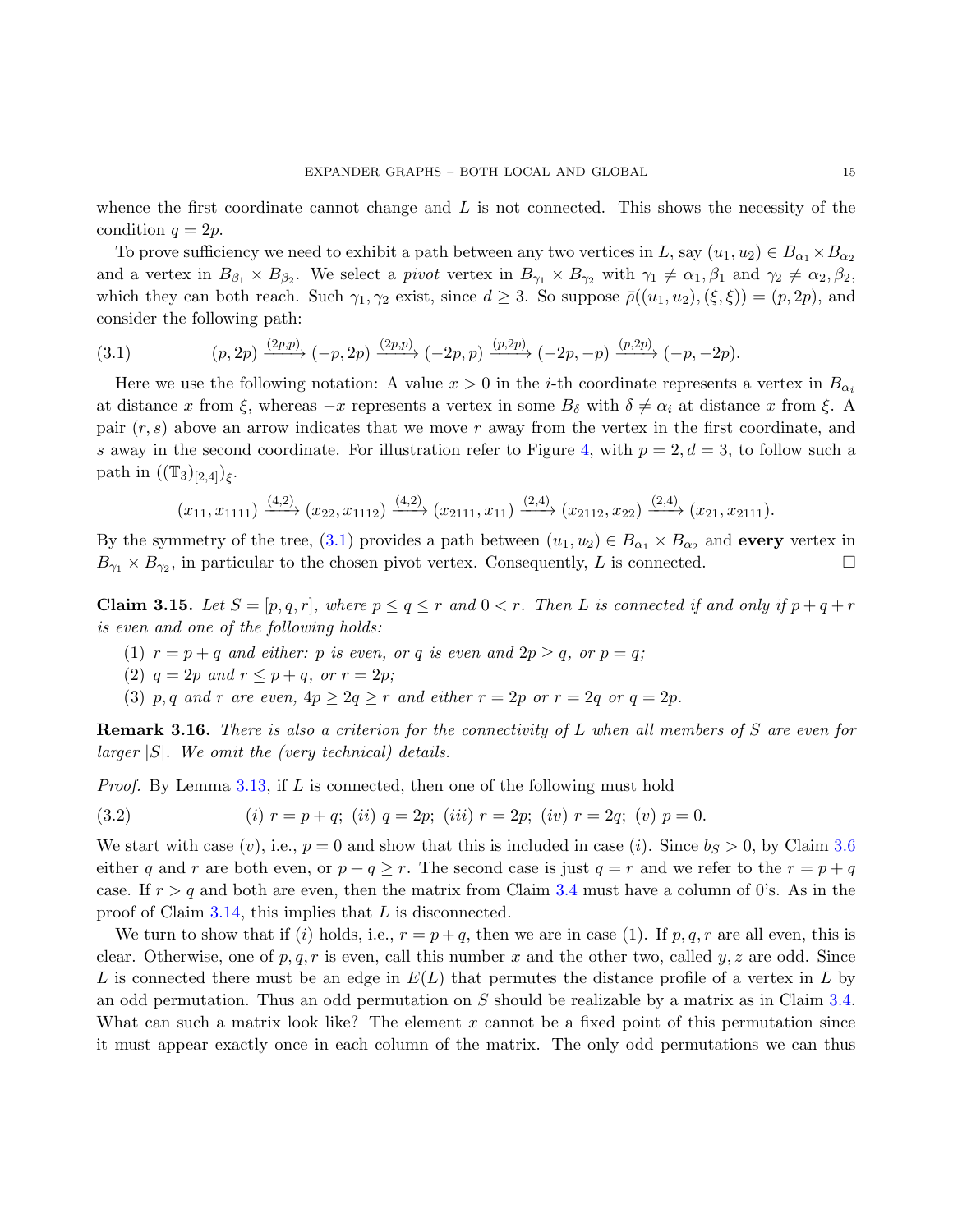whence the first coordinate cannot change and $L$ is not connected. This shows the necessity of the condition $q = 2p$.

To prove sufficiency we need to exhibit a path between any two vertices in $L$, say $(u_1, u_2) \in B_{\alpha_1} \times B_{\alpha_2}$ and a vertex in $B_{\beta_1} \times B_{\beta_2}$. We select a *pivot* vertex in $B_{\gamma_1} \times B_{\gamma_2}$ with $\gamma_1 \neq \alpha_1, \beta_1$ and $\gamma_2 \neq \alpha_2, \beta_2$, which they can both reach. Such $\gamma_1, \gamma_2$ exist, since $d \geq 3$. So suppose $\bar{\rho}((u_1, u_2), (\xi, \xi)) = (p, 2p)$, and consider the following path:

$$(p, 2p) \xrightarrow{(2p,p)} (-p, 2p) \xrightarrow{(2p,p)} (-2p, p) \xrightarrow{(p,2p)} (-2p, -p) \xrightarrow{(p,2p)} (-p, -2p). \tag{3.1}$$

Here we use the following notation: A value $x > 0$ in the $i$-th coordinate represents a vertex in $B_{\alpha_i}$ at distance $x$ from $\xi$, whereas $-x$ represents a vertex in some $B_\delta$ with $\delta \neq \alpha_i$ at distance $x$ from $\xi$. A pair $(r, s)$ above an arrow indicates that we move $r$ away from the vertex in the first coordinate, and $s$ away in the second coordinate. For illustration refer to Figure 4, with $p = 2, d = 3$, to follow such a path in $((\mathbb{T}_3)_{[2,4]})_{\bar{\xi}}$.

$$(x_{11}, x_{1111}) \xrightarrow{(4,2)} (x_{22}, x_{1112}) \xrightarrow{(4,2)} (x_{2111}, x_{11}) \xrightarrow{(2,4)} (x_{2112}, x_{22}) \xrightarrow{(2,4)} (x_{21}, x_{2111}).$$

By the symmetry of the tree, (3.1) provides a path between $(u_1, u_2) \in B_{\alpha_1} \times B_{\alpha_2}$ and **every** vertex in $B_{\gamma_1} \times B_{\gamma_2}$, in particular to the chosen pivot vertex. Consequently, $L$ is connected. $\square$

**Claim 3.15.** *Let $S = [p, q, r]$, where $p \leq q \leq r$ and $0 < r$. Then $L$ is connected if and only if $p + q + r$ is even and one of the following holds:*

1. *$r = p + q$ and either: $p$ is even, or $q$ is even and $2p \geq q$, or $p = q$;*
2. *$q = 2p$ and $r \leq p + q$, or $r = 2p$;*
3. *$p, q$ and $r$ are even, $4p \geq 2q \geq r$ and either $r = 2p$ or $r = 2q$ or $q = 2p$.*

**Remark 3.16.** *There is also a criterion for the connectivity of $L$ when all members of $S$ are even for larger $|S|$. We omit the (very technical) details.*

*Proof.* By Lemma 3.13, if $L$ is connected, then one of the following must hold

$$(i)\ r = p + q;\ (ii)\ q = 2p;\ (iii)\ r = 2p;\ (iv)\ r = 2q;\ (v)\ p = 0. \tag{3.2}$$

We start with case $(v)$, i.e., $p = 0$ and show that this is included in case $(i)$. Since $b_S > 0$, by Claim 3.6 either $q$ and $r$ are both even, or $p + q \geq r$. The second case is just $q = r$ and we refer to the $r = p + q$ case. If $r > q$ and both are even, then the matrix from Claim 3.4 must have a column of 0's. As in the proof of Claim 3.14, this implies that $L$ is disconnected.

We turn to show that if $(i)$ holds, i.e., $r = p + q$, then we are in case (1). If $p, q, r$ are all even, this is clear. Otherwise, one of $p, q, r$ is even, call this number $x$ and the other two, called $y, z$ are odd. Since $L$ is connected there must be an edge in $E(L)$ that permutes the distance profile of a vertex in $L$ by an odd permutation. Thus an odd permutation on $S$ should be realizable by a matrix as in Claim 3.4. What can such a matrix look like? The element $x$ cannot be a fixed point of this permutation since it must appear exactly once in each column of the matrix. The only odd permutations we can thus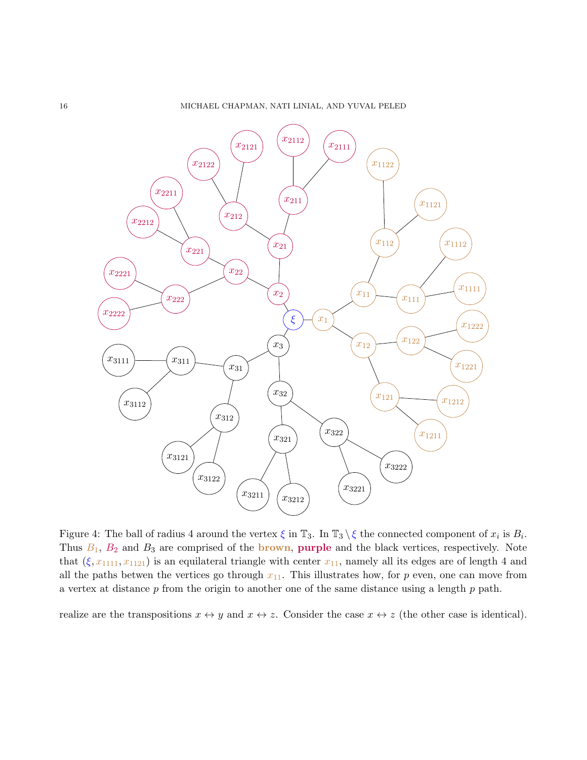Figure 4: The ball of radius 4 around the vertex $\xi$ in $\mathbb{T}_3$. In $\mathbb{T}_3 \setminus \xi$ the connected component of $x_i$ is $B_i$. Thus $B_1$, $B_2$ and $B_3$ are comprised of the **brown**, **purple** and the black vertices, respectively. Note that $(\xi, x_{1111}, x_{1121})$ is an equilateral triangle with center $x_{11}$, namely all its edges are of length 4 and all the paths betwen the vertices go through $x_{11}$. This illustrates how, for $p$ even, one can move from a vertex at distance $p$ from the origin to another one of the same distance using a length $p$ path.

realize are the transpositions $x \leftrightarrow y$ and $x \leftrightarrow z$. Consider the case $x \leftrightarrow z$ (the other case is identical).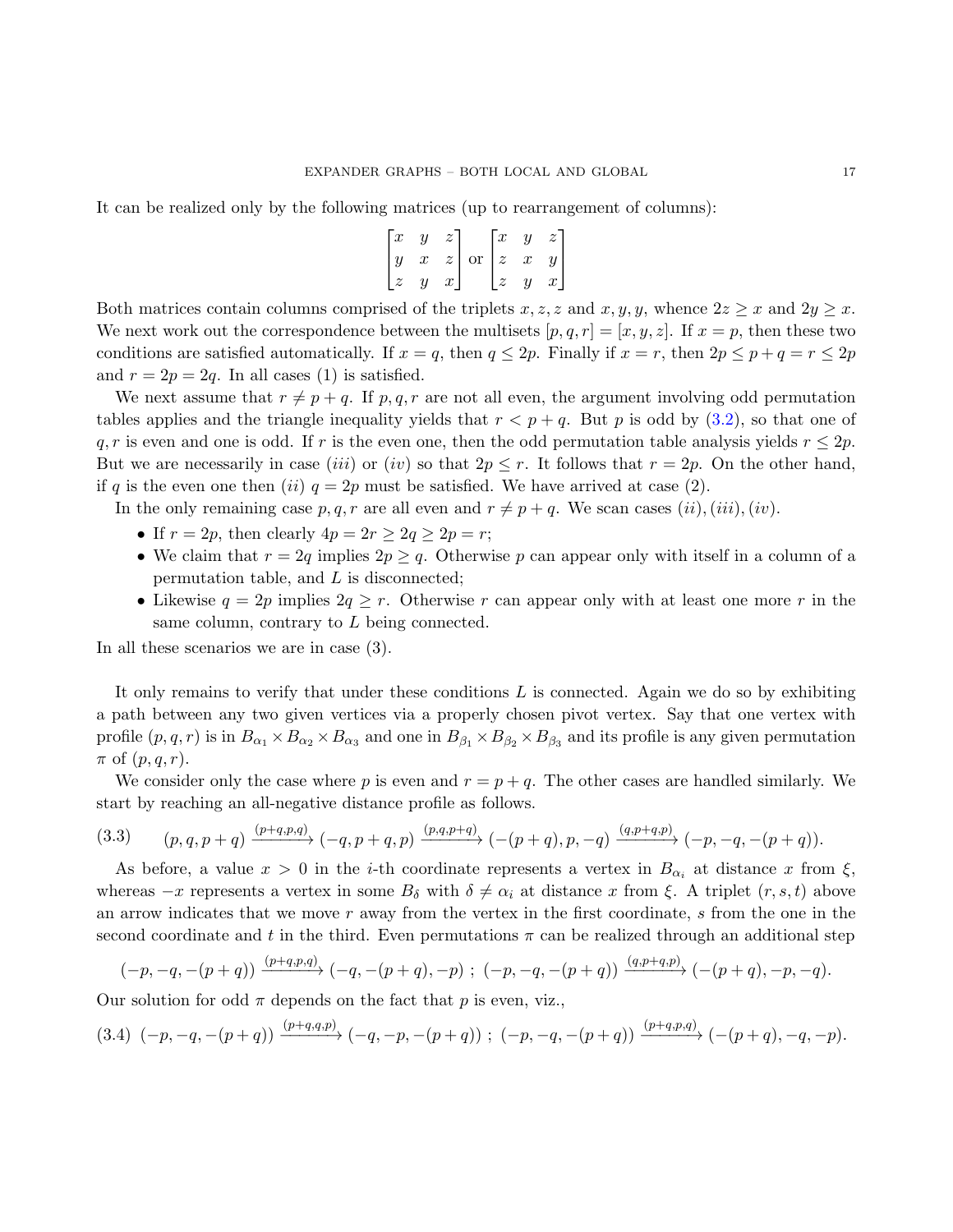It can be realized only by the following matrices (up to rearrangement of columns):

$$\begin{bmatrix} x & y & z \\ y & x & z \\ z & y & x \end{bmatrix} \text{ or } \begin{bmatrix} x & y & z \\ z & x & y \\ z & y & x \end{bmatrix}$$

Both matrices contain columns comprised of the triplets $x, z, z$ and $x, y, y$, whence $2z \geq x$ and $2y \geq x$. We next work out the correspondence between the multisets $[p, q, r] = [x, y, z]$. If $x = p$, then these two conditions are satisfied automatically. If $x = q$, then $q \leq 2p$. Finally if $x = r$, then $2p \leq p + q = r \leq 2p$ and $r = 2p = 2q$. In all cases (1) is satisfied.

We next assume that $r \neq p + q$. If $p, q, r$ are not all even, the argument involving odd permutation tables applies and the triangle inequality yields that $r < p + q$. But $p$ is odd by (3.2), so that one of $q, r$ is even and one is odd. If $r$ is the even one, then the odd permutation table analysis yields $r \leq 2p$. But we are necessarily in case $(iii)$ or $(iv)$ so that $2p \leq r$. It follows that $r = 2p$. On the other hand, if $q$ is the even one then $(ii)$ $q = 2p$ must be satisfied. We have arrived at case (2).

In the only remaining case $p, q, r$ are all even and $r \neq p + q$. We scan cases $(ii), (iii), (iv)$.

- If $r = 2p$, then clearly $4p = 2r \geq 2q \geq 2p = r$;
- We claim that $r = 2q$ implies $2p \geq q$. Otherwise $p$ can appear only with itself in a column of a permutation table, and $L$ is disconnected;
- Likewise $q = 2p$ implies $2q \geq r$. Otherwise $r$ can appear only with at least one more $r$ in the same column, contrary to $L$ being connected.

In all these scenarios we are in case (3).

It only remains to verify that under these conditions $L$ is connected. Again we do so by exhibiting a path between any two given vertices via a properly chosen pivot vertex. Say that one vertex with profile $(p, q, r)$ is in $B_{\alpha_1} \times B_{\alpha_2} \times B_{\alpha_3}$ and one in $B_{\beta_1} \times B_{\beta_2} \times B_{\beta_3}$ and its profile is any given permutation $\pi$ of $(p, q, r)$.

We consider only the case where $p$ is even and $r = p + q$. The other cases are handled similarly. We start by reaching an all-negative distance profile as follows.

$$(3.3) \qquad (p, q, p+q) \xrightarrow{(p+q,p,q)} (-q, p+q, p) \xrightarrow{(p,q,p+q)} (-(p+q), p, -q) \xrightarrow{(q,p+q,p)} (-p, -q, -(p+q)).$$

As before, a value $x > 0$ in the $i$-th coordinate represents a vertex in $B_{\alpha_i}$ at distance $x$ from $\xi$, whereas $-x$ represents a vertex in some $B_\delta$ with $\delta \neq \alpha_i$ at distance $x$ from $\xi$. A triplet $(r, s, t)$ above an arrow indicates that we move $r$ away from the vertex in the first coordinate, $s$ from the one in the second coordinate and $t$ in the third. Even permutations $\pi$ can be realized through an additional step

$$(-p, -q, -(p+q)) \xrightarrow{(p+q,p,q)} (-q, -(p+q), -p) \; ; \; (-p, -q, -(p+q)) \xrightarrow{(q,p+q,p)} (-(p+q), -p, -q).$$

Our solution for odd $\pi$ depends on the fact that $p$ is even, viz.,

$$(3.4) \; (-p, -q, -(p+q)) \xrightarrow{(p+q,q,p)} (-q, -p, -(p+q)) \; ; \; (-p, -q, -(p+q)) \xrightarrow{(p+q,p,q)} (-(p+q), -q, -p).$$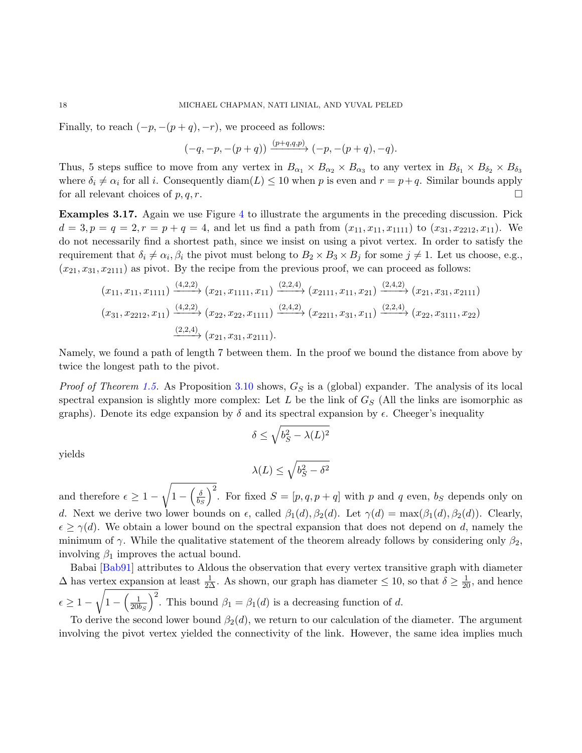Finally, to reach $(-p, -(p+q), -r)$, we proceed as follows:

$$(-q, -p, -(p+q)) \xrightarrow{(p+q,q,p)} (-p, -(p+q), -q).$$

Thus, 5 steps suffice to move from any vertex in $B_{\alpha_1} \times B_{\alpha_2} \times B_{\alpha_3}$ to any vertex in $B_{\delta_1} \times B_{\delta_2} \times B_{\delta_3}$ where $\delta_i \neq \alpha_i$ for all $i$. Consequently $\operatorname{diam}(L) \leq 10$ when $p$ is even and $r = p+q$. Similar bounds apply for all relevant choices of $p, q, r$. □

**Examples 3.17.** Again we use Figure 4 to illustrate the arguments in the preceding discussion. Pick $d = 3, p = q = 2, r = p + q = 4$, and let us find a path from $(x_{11}, x_{11}, x_{1111})$ to $(x_{31}, x_{2212}, x_{11})$. We do not necessarily find a shortest path, since we insist on using a pivot vertex. In order to satisfy the requirement that $\delta_i \neq \alpha_i, \beta_i$ the pivot must belong to $B_2 \times B_3 \times B_j$ for some $j \neq 1$. Let us choose, e.g., $(x_{21}, x_{31}, x_{2111})$ as pivot. By the recipe from the previous proof, we can proceed as follows:

$$(x_{11}, x_{11}, x_{1111}) \xrightarrow{(4,2,2)} (x_{21}, x_{1111}, x_{11}) \xrightarrow{(2,2,4)} (x_{2111}, x_{11}, x_{21}) \xrightarrow{(2,4,2)} (x_{21}, x_{31}, x_{2111})$$

$$(x_{31}, x_{2212}, x_{11}) \xrightarrow{(4,2,2)} (x_{22}, x_{22}, x_{1111}) \xrightarrow{(2,4,2)} (x_{2211}, x_{31}, x_{11}) \xrightarrow{(2,2,4)} (x_{22}, x_{3111}, x_{22})$$

$$\xrightarrow{(2,2,4)} (x_{21}, x_{31}, x_{2111}).$$

Namely, we found a path of length 7 between them. In the proof we bound the distance from above by twice the longest path to the pivot.

*Proof of Theorem 1.5.* As Proposition 3.10 shows, $G_S$ is a (global) expander. The analysis of its local spectral expansion is slightly more complex: Let $L$ be the link of $G_S$ (All the links are isomorphic as graphs). Denote its edge expansion by $\delta$ and its spectral expansion by $\epsilon$. Cheeger's inequality

$$\delta \leq \sqrt{b_S^2 - \lambda(L)^2}$$

yields

$$\lambda(L) \leq \sqrt{b_S^2 - \delta^2}$$

and therefore $\epsilon \geq 1 - \sqrt{1 - \left(\frac{\delta}{b_S}\right)^2}$. For fixed $S = [p, q, p+q]$ with $p$ and $q$ even, $b_S$ depends only on $d$. Next we derive two lower bounds on $\epsilon$, called $\beta_1(d), \beta_2(d)$. Let $\gamma(d) = \max(\beta_1(d), \beta_2(d))$. Clearly, $\epsilon \geq \gamma(d)$. We obtain a lower bound on the spectral expansion that does not depend on $d$, namely the minimum of $\gamma$. While the qualitative statement of the theorem already follows by considering only $\beta_2$, involving $\beta_1$ improves the actual bound.

Babai [Bab91] attributes to Aldous the observation that every vertex transitive graph with diameter $\Delta$ has vertex expansion at least $\frac{1}{2\Delta}$. As shown, our graph has diameter $\leq 10$, so that $\delta \geq \frac{1}{20}$, and hence $\epsilon \geq 1 - \sqrt{1 - \left(\frac{1}{20 b_S}\right)^2}$. This bound $\beta_1 = \beta_1(d)$ is a decreasing function of $d$.

To derive the second lower bound $\beta_2(d)$, we return to our calculation of the diameter. The argument involving the pivot vertex yielded the connectivity of the link. However, the same idea implies much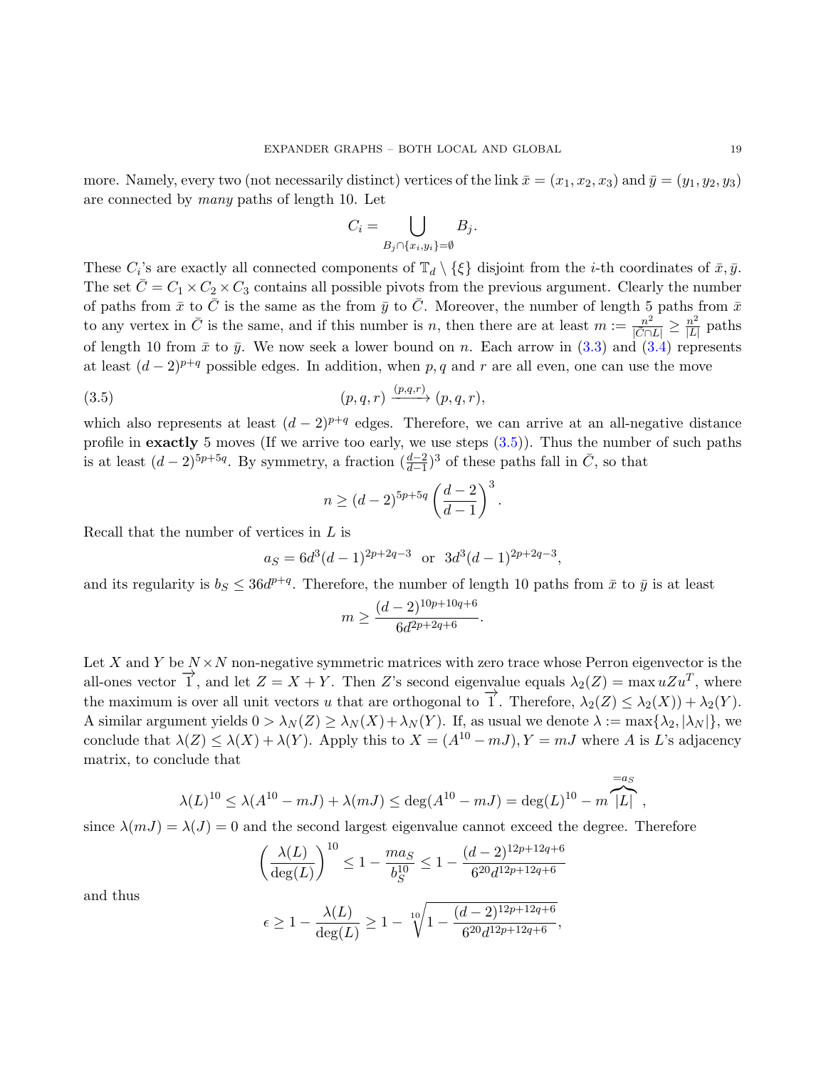more. Namely, every two (not necessarily distinct) vertices of the link $\bar{x} = (x_1, x_2, x_3)$ and $\bar{y} = (y_1, y_2, y_3)$ are connected by *many* paths of length 10. Let

$$C_i = \bigcup_{B_j \cap \{x_i, y_i\} = \emptyset} B_j.$$

These $C_i$'s are exactly all connected components of $\mathbb{T}_d \setminus \{\xi\}$ disjoint from the $i$-th coordinates of $\bar{x}, \bar{y}$. The set $\bar{C} = C_1 \times C_2 \times C_3$ contains all possible pivots from the previous argument. Clearly the number of paths from $\bar{x}$ to $\bar{C}$ is the same as the from $\bar{y}$ to $\bar{C}$. Moreover, the number of length 5 paths from $\bar{x}$ to any vertex in $\bar{C}$ is the same, and if this number is $n$, then there are at least $m := \frac{n^2}{|\bar{C} \cap L|} \geq \frac{n^2}{|L|}$ paths of length 10 from $\bar{x}$ to $\bar{y}$. We now seek a lower bound on $n$. Each arrow in (3.3) and (3.4) represents at least $(d-2)^{p+q}$ possible edges. In addition, when $p, q$ and $r$ are all even, one can use the move

$$(p, q, r) \xrightarrow{(p,q,r)} (p, q, r), \tag{3.5}$$

which also represents at least $(d-2)^{p+q}$ edges. Therefore, we can arrive at an all-negative distance profile in **exactly** 5 moves (If we arrive too early, we use steps (3.5)). Thus the number of such paths is at least $(d-2)^{5p+5q}$. By symmetry, a fraction $(\frac{d-2}{d-1})^3$ of these paths fall in $\bar{C}$, so that

$$n \geq (d-2)^{5p+5q} \left(\frac{d-2}{d-1}\right)^3.$$

Recall that the number of vertices in $L$ is

$$a_S = 6d^3(d-1)^{2p+2q-3} \text{ or } 3d^3(d-1)^{2p+2q-3},$$

and its regularity is $b_S \leq 36d^{p+q}$. Therefore, the number of length 10 paths from $\bar{x}$ to $\bar{y}$ is at least

$$m \geq \frac{(d-2)^{10p+10q+6}}{6d^{2p+2q+6}}.$$

Let $X$ and $Y$ be $N \times N$ non-negative symmetric matrices with zero trace whose Perron eigenvector is the all-ones vector $\overrightarrow{1}$, and let $Z = X + Y$. Then $Z$'s second eigenvalue equals $\lambda_2(Z) = \max uZu^T$, where the maximum is over all unit vectors $u$ that are orthogonal to $\overrightarrow{1}$. Therefore, $\lambda_2(Z) \leq \lambda_2(X)) + \lambda_2(Y)$. A similar argument yields $0 > \lambda_N(Z) \geq \lambda_N(X) + \lambda_N(Y)$. If, as usual we denote $\lambda := \max\{\lambda_2, |\lambda_N|\}$, we conclude that $\lambda(Z) \leq \lambda(X) + \lambda(Y)$. Apply this to $X = (A^{10} - mJ), Y = mJ$ where $A$ is $L$'s adjacency matrix, to conclude that

$$\lambda(L)^{10} \leq \lambda(A^{10} - mJ) + \lambda(mJ) \leq \deg(A^{10} - mJ) = \deg(L)^{10} - m\overbrace{|L|}^{=a_S},$$

since $\lambda(mJ) = \lambda(J) = 0$ and the second largest eigenvalue cannot exceed the degree. Therefore

$$\left(\frac{\lambda(L)}{\deg(L)}\right)^{10} \leq 1 - \frac{ma_S}{b_S^{10}} \leq 1 - \frac{(d-2)^{12p+12q+6}}{6^{20}d^{12p+12q+6}}$$

and thus

$$\epsilon \geq 1 - \frac{\lambda(L)}{\deg(L)} \geq 1 - \sqrt[10]{1 - \frac{(d-2)^{12p+12q+6}}{6^{20}d^{12p+12q+6}}},$$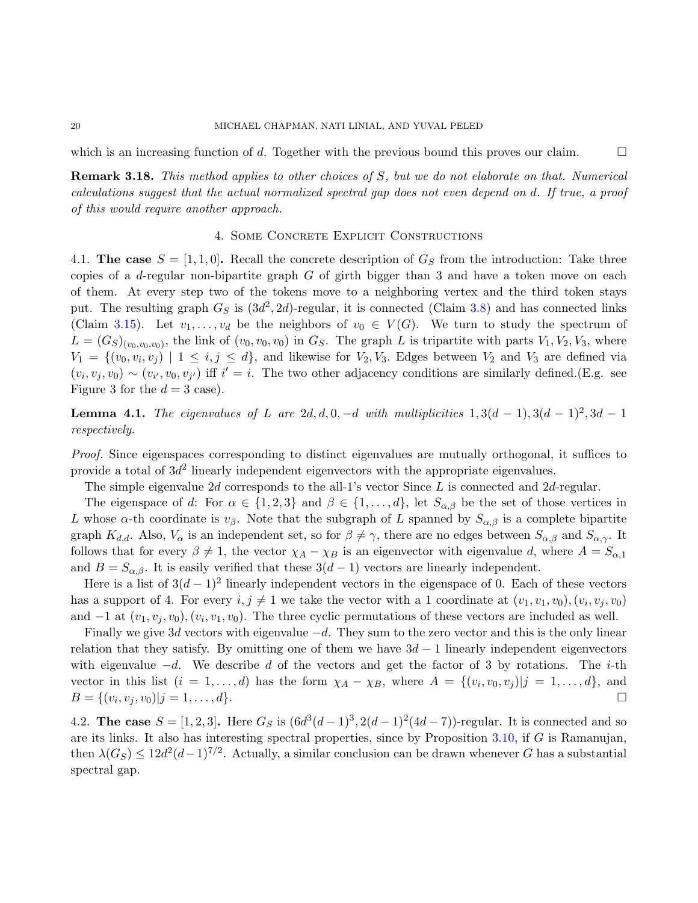which is an increasing function of $d$. Together with the previous bound this proves our claim. $\square$

**Remark 3.18.** *This method applies to other choices of $S$, but we do not elaborate on that. Numerical calculations suggest that the actual normalized spectral gap does not even depend on $d$. If true, a proof of this would require another approach.*

## 4. Some Concrete Explicit Constructions

### 4.1. The case $S = [1, 1, 0]$.

Recall the concrete description of $G_S$ from the introduction: Take three copies of a $d$-regular non-bipartite graph $G$ of girth bigger than 3 and have a token move on each of them. At every step two of the tokens move to a neighboring vertex and the third token stays put. The resulting graph $G_S$ is $(3d^2, 2d)$-regular, it is connected (Claim 3.8) and has connected links (Claim 3.15). Let $v_1, \ldots, v_d$ be the neighbors of $v_0 \in V(G)$. We turn to study the spectrum of $L = (G_S)_{(v_0,v_0,v_0)}$, the link of $(v_0, v_0, v_0)$ in $G_S$. The graph $L$ is tripartite with parts $V_1, V_2, V_3$, where $V_1 = \{(v_0, v_i, v_j) \mid 1 \le i, j \le d\}$, and likewise for $V_2, V_3$. Edges between $V_2$ and $V_3$ are defined via $(v_i, v_j, v_0) \sim (v_{i'}, v_0, v_{j'})$ iff $i' = i$. The two other adjacency conditions are similarly defined.(E.g. see Figure 3 for the $d = 3$ case).

**Lemma 4.1.** *The eigenvalues of $L$ are $2d, d, 0, -d$ with multiplicities $1, 3(d-1), 3(d-1)^2, 3d-1$ respectively.*

*Proof.* Since eigenspaces corresponding to distinct eigenvalues are mutually orthogonal, it suffices to provide a total of $3d^2$ linearly independent eigenvectors with the appropriate eigenvalues.

The simple eigenvalue $2d$ corresponds to the all-1's vector Since $L$ is connected and $2d$-regular.

The eigenspace of $d$: For $\alpha \in \{1, 2, 3\}$ and $\beta \in \{1, \ldots, d\}$, let $S_{\alpha,\beta}$ be the set of those vertices in $L$ whose $\alpha$-th coordinate is $v_\beta$. Note that the subgraph of $L$ spanned by $S_{\alpha,\beta}$ is a complete bipartite graph $K_{d,d}$. Also, $V_\alpha$ is an independent set, so for $\beta \ne \gamma$, there are no edges between $S_{\alpha,\beta}$ and $S_{\alpha,\gamma}$. It follows that for every $\beta \ne 1$, the vector $\chi_A - \chi_B$ is an eigenvector with eigenvalue $d$, where $A = S_{\alpha,1}$ and $B = S_{\alpha,\beta}$. It is easily verified that these $3(d-1)$ vectors are linearly independent.

Here is a list of $3(d-1)^2$ linearly independent vectors in the eigenspace of 0. Each of these vectors has a support of 4. For every $i, j \ne 1$ we take the vector with a 1 coordinate at $(v_1, v_1, v_0), (v_i, v_j, v_0)$ and $-1$ at $(v_1, v_j, v_0), (v_i, v_1, v_0)$. The three cyclic permutations of these vectors are included as well.

Finally we give $3d$ vectors with eigenvalue $-d$. They sum to the zero vector and this is the only linear relation that they satisfy. By omitting one of them we have $3d - 1$ linearly independent eigenvectors with eigenvalue $-d$. We describe $d$ of the vectors and get the factor of 3 by rotations. The $i$-th vector in this list ($i = 1, \ldots, d$) has the form $\chi_A - \chi_B$, where $A = \{(v_i, v_0, v_j) | j = 1, \ldots, d\}$, and $B = \{(v_i, v_j, v_0) | j = 1, \ldots, d\}$. $\square$

### 4.2. The case $S = [1, 2, 3]$.

Here $G_S$ is $(6d^3(d-1)^3, 2(d-1)^2(4d-7))$-regular. It is connected and so are its links. It also has interesting spectral properties, since by Proposition 3.10, if $G$ is Ramanujan, then $\lambda(G_S) \le 12d^2(d-1)^{7/2}$. Actually, a similar conclusion can be drawn whenever $G$ has a substantial spectral gap.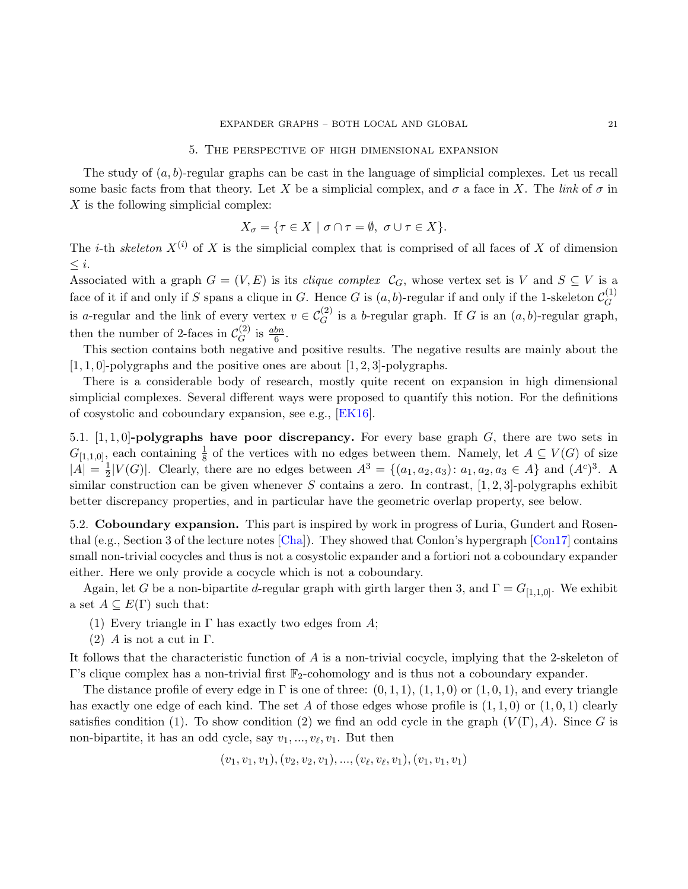## 5. The perspective of high dimensional expansion

The study of $(a, b)$-regular graphs can be cast in the language of simplicial complexes. Let us recall some basic facts from that theory. Let $X$ be a simplicial complex, and $\sigma$ a face in $X$. The *link* of $\sigma$ in $X$ is the following simplicial complex:

$$X_\sigma = \{\tau \in X \mid \sigma \cap \tau = \emptyset,\ \sigma \cup \tau \in X\}.$$

The $i$-th *skeleton* $X^{(i)}$ of $X$ is the simplicial complex that is comprised of all faces of $X$ of dimension $\leq i$.

Associated with a graph $G = (V, E)$ is its *clique complex* $\mathcal{C}_G$, whose vertex set is $V$ and $S \subseteq V$ is a face of it if and only if $S$ spans a clique in $G$. Hence $G$ is $(a, b)$-regular if and only if the 1-skeleton $\mathcal{C}_G^{(1)}$ is $a$-regular and the link of every vertex $v \in \mathcal{C}_G^{(2)}$ is a $b$-regular graph. If $G$ is an $(a, b)$-regular graph, then the number of 2-faces in $\mathcal{C}_G^{(2)}$ is $\frac{abn}{6}$.

This section contains both negative and positive results. The negative results are mainly about the $[1, 1, 0]$-polygraphs and the positive ones are about $[1, 2, 3]$-polygraphs.

There is a considerable body of research, mostly quite recent on expansion in high dimensional simplicial complexes. Several different ways were proposed to quantify this notion. For the definitions of cosystolic and coboundary expansion, see e.g., [EK16].

**5.1. $[1, 1, 0]$-polygraphs have poor discrepancy.** For every base graph $G$, there are two sets in $G_{[1,1,0]}$, each containing $\frac{1}{8}$ of the vertices with no edges between them. Namely, let $A \subseteq V(G)$ of size $|A| = \frac{1}{2}|V(G)|$. Clearly, there are no edges between $A^3 = \{(a_1, a_2, a_3) \colon a_1, a_2, a_3 \in A\}$ and $(A^c)^3$. A similar construction can be given whenever $S$ contains a zero. In contrast, $[1, 2, 3]$-polygraphs exhibit better discrepancy properties, and in particular have the geometric overlap property, see below.

**5.2. Coboundary expansion.** This part is inspired by work in progress of Luria, Gundert and Rosenthal (e.g., Section 3 of the lecture notes [Cha]). They showed that Conlon's hypergraph [Con17] contains small non-trivial cocycles and thus is not a cosystolic expander and a fortiori not a coboundary expander either. Here we only provide a cocycle which is not a coboundary.

Again, let $G$ be a non-bipartite $d$-regular graph with girth larger then 3, and $\Gamma = G_{[1,1,0]}$. We exhibit a set $A \subseteq E(\Gamma)$ such that:

(1) Every triangle in $\Gamma$ has exactly two edges from $A$;
(2) $A$ is not a cut in $\Gamma$.

It follows that the characteristic function of $A$ is a non-trivial cocycle, implying that the 2-skeleton of $\Gamma$'s clique complex has a non-trivial first $\mathbb{F}_2$-cohomology and is thus not a coboundary expander.

The distance profile of every edge in $\Gamma$ is one of three: $(0, 1, 1)$, $(1, 1, 0)$ or $(1, 0, 1)$, and every triangle has exactly one edge of each kind. The set $A$ of those edges whose profile is $(1, 1, 0)$ or $(1, 0, 1)$ clearly satisfies condition (1). To show condition (2) we find an odd cycle in the graph $(V(\Gamma), A)$. Since $G$ is non-bipartite, it has an odd cycle, say $v_1, ..., v_\ell, v_1$. But then

$$(v_1, v_1, v_1), (v_2, v_2, v_1), ..., (v_\ell, v_\ell, v_1), (v_1, v_1, v_1)$$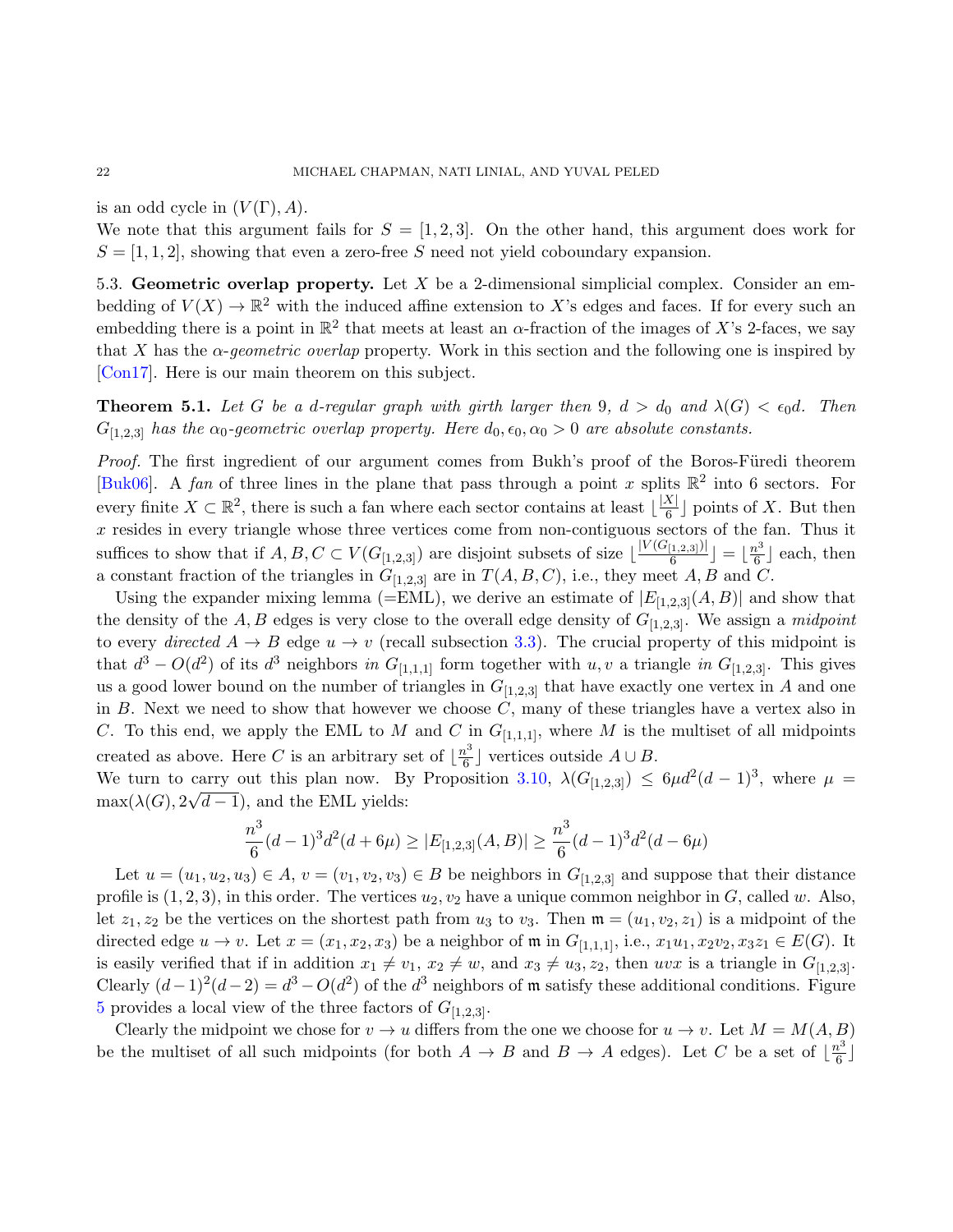is an odd cycle in $(V(\Gamma), A)$.
We note that this argument fails for $S = [1, 2, 3]$. On the other hand, this argument does work for $S = [1, 1, 2]$, showing that even a zero-free $S$ need not yield coboundary expansion.

### 5.3. Geometric overlap property.

Let $X$ be a 2-dimensional simplicial complex. Consider an embedding of $V(X) \to \mathbb{R}^2$ with the induced affine extension to $X$'s edges and faces. If for every such an embedding there is a point in $\mathbb{R}^2$ that meets at least an $\alpha$-fraction of the images of $X$'s 2-faces, we say that $X$ has the *$\alpha$-geometric overlap* property. Work in this section and the following one is inspired by [Con17]. Here is our main theorem on this subject.

**Theorem 5.1.** *Let $G$ be a $d$-regular graph with girth larger then 9, $d > d_0$ and $\lambda(G) < \epsilon_0 d$. Then $G_{[1,2,3]}$ has the $\alpha_0$-geometric overlap property. Here $d_0, \epsilon_0, \alpha_0 > 0$ are absolute constants.*

*Proof.* The first ingredient of our argument comes from Bukh's proof of the Boros-Füredi theorem [Buk06]. A *fan* of three lines in the plane that pass through a point $x$ splits $\mathbb{R}^2$ into 6 sectors. For every finite $X \subset \mathbb{R}^2$, there is such a fan where each sector contains at least $\lfloor \frac{|X|}{6} \rfloor$ points of $X$. But then $x$ resides in every triangle whose three vertices come from non-contiguous sectors of the fan. Thus it suffices to show that if $A, B, C \subset V(G_{[1,2,3]})$ are disjoint subsets of size $\lfloor \frac{|V(G_{[1,2,3]})|}{6} \rfloor = \lfloor \frac{n^3}{6} \rfloor$ each, then a constant fraction of the triangles in $G_{[1,2,3]}$ are in $T(A, B, C)$, i.e., they meet $A, B$ and $C$.

Using the expander mixing lemma (=EML), we derive an estimate of $|E_{[1,2,3]}(A, B)|$ and show that the density of the $A, B$ edges is very close to the overall edge density of $G_{[1,2,3]}$. We assign a *midpoint* to every *directed* $A \to B$ edge $u \to v$ (recall subsection 3.3). The crucial property of this midpoint is that $d^3 - O(d^2)$ of its $d^3$ neighbors *in* $G_{[1,1,1]}$ form together with $u, v$ a triangle *in* $G_{[1,2,3]}$. This gives us a good lower bound on the number of triangles in $G_{[1,2,3]}$ that have exactly one vertex in $A$ and one in $B$. Next we need to show that however we choose $C$, many of these triangles have a vertex also in $C$. To this end, we apply the EML to $M$ and $C$ in $G_{[1,1,1]}$, where $M$ is the multiset of all midpoints created as above. Here $C$ is an arbitrary set of $\lfloor \frac{n^3}{6} \rfloor$ vertices outside $A \cup B$.
We turn to carry out this plan now. By Proposition 3.10, $\lambda(G_{[1,2,3]}) \le 6\mu d^2(d-1)^3$, where $\mu = \max(\lambda(G), 2\sqrt{d-1})$, and the EML yields:

$$\frac{n^3}{6}(d-1)^3 d^2(d+6\mu) \ge |E_{[1,2,3]}(A, B)| \ge \frac{n^3}{6}(d-1)^3 d^2(d-6\mu)$$

Let $u = (u_1, u_2, u_3) \in A$, $v = (v_1, v_2, v_3) \in B$ be neighbors in $G_{[1,2,3]}$ and suppose that their distance profile is $(1, 2, 3)$, in this order. The vertices $u_2, v_2$ have a unique common neighbor in $G$, called $w$. Also, let $z_1, z_2$ be the vertices on the shortest path from $u_3$ to $v_3$. Then $\mathfrak{m} = (u_1, v_2, z_1)$ is a midpoint of the directed edge $u \to v$. Let $x = (x_1, x_2, x_3)$ be a neighbor of $\mathfrak{m}$ in $G_{[1,1,1]}$, i.e., $x_1u_1, x_2v_2, x_3z_1 \in E(G)$. It is easily verified that if in addition $x_1 \ne v_1$, $x_2 \ne w$, and $x_3 \ne u_3, z_2$, then $uvx$ is a triangle in $G_{[1,2,3]}$. Clearly $(d-1)^2(d-2) = d^3 - O(d^2)$ of the $d^3$ neighbors of $\mathfrak{m}$ satisfy these additional conditions. Figure 5 provides a local view of the three factors of $G_{[1,2,3]}$.

Clearly the midpoint we chose for $v \to u$ differs from the one we choose for $u \to v$. Let $M = M(A, B)$ be the multiset of all such midpoints (for both $A \to B$ and $B \to A$ edges). Let $C$ be a set of $\lfloor \frac{n^3}{6} \rfloor$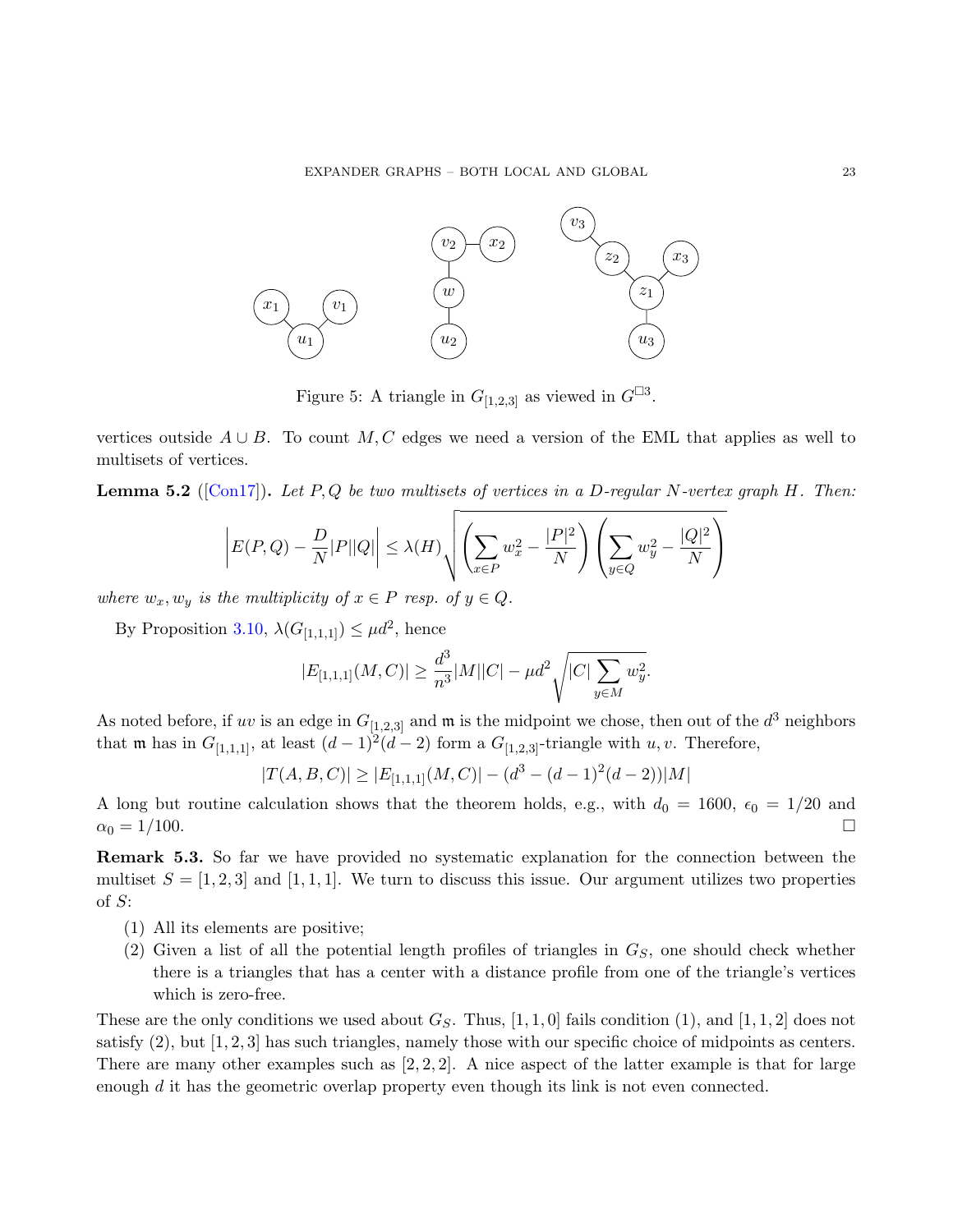Figure 5: A triangle in $G_{[1,2,3]}$ as viewed in $G^{\square 3}$.

vertices outside $A \cup B$. To count $M, C$ edges we need a version of the EML that applies as well to multisets of vertices.

**Lemma 5.2** ([Con17]). *Let $P, Q$ be two multisets of vertices in a $D$-regular $N$-vertex graph $H$. Then:*

$$\left| E(P,Q) - \frac{D}{N}|P||Q| \right| \le \lambda(H) \sqrt{\left( \sum_{x \in P} w_x^2 - \frac{|P|^2}{N} \right) \left( \sum_{y \in Q} w_y^2 - \frac{|Q|^2}{N} \right)}$$

*where $w_x, w_y$ is the multiplicity of $x \in P$ resp. of $y \in Q$.*

By Proposition 3.10, $\lambda(G_{[1,1,1]}) \le \mu d^2$, hence

$$|E_{[1,1,1]}(M,C)| \ge \frac{d^3}{n^3}|M||C| - \mu d^2 \sqrt{|C| \sum_{y \in M} w_y^2}.$$

As noted before, if $uv$ is an edge in $G_{[1,2,3]}$ and $\mathfrak{m}$ is the midpoint we chose, then out of the $d^3$ neighbors that $\mathfrak{m}$ has in $G_{[1,1,1]}$, at least $(d-1)^2(d-2)$ form a $G_{[1,2,3]}$-triangle with $u, v$. Therefore,

$$|T(A,B,C)| \ge |E_{[1,1,1]}(M,C)| - (d^3 - (d-1)^2(d-2))|M|$$

A long but routine calculation shows that the theorem holds, e.g., with $d_0 = 1600$, $\epsilon_0 = 1/20$ and $\alpha_0 = 1/100$. □

**Remark 5.3.** So far we have provided no systematic explanation for the connection between the multiset $S = [1,2,3]$ and $[1,1,1]$. We turn to discuss this issue. Our argument utilizes two properties of $S$:

1. All its elements are positive;
2. Given a list of all the potential length profiles of triangles in $G_S$, one should check whether there is a triangles that has a center with a distance profile from one of the triangle's vertices which is zero-free.

These are the only conditions we used about $G_S$. Thus, $[1,1,0]$ fails condition (1), and $[1,1,2]$ does not satisfy (2), but $[1,2,3]$ has such triangles, namely those with our specific choice of midpoints as centers. There are many other examples such as $[2,2,2]$. A nice aspect of the latter example is that for large enough $d$ it has the geometric overlap property even though its link is not even connected.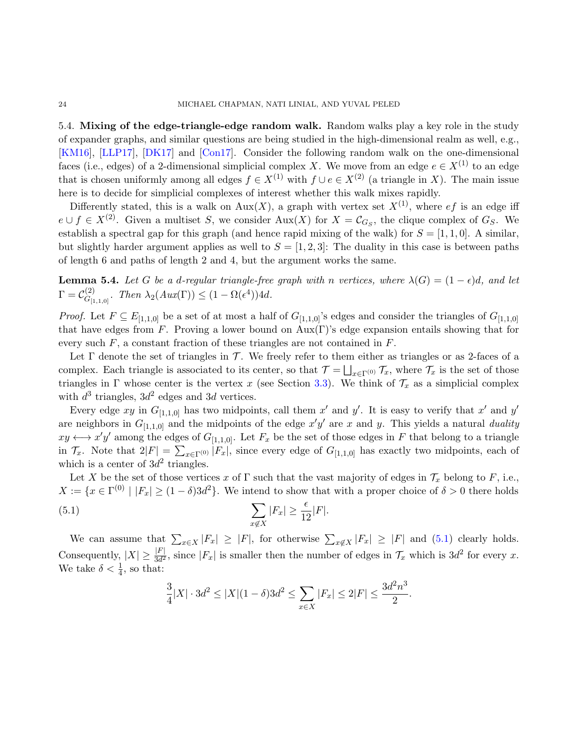5.4. **Mixing of the edge-triangle-edge random walk.** Random walks play a key role in the study of expander graphs, and similar questions are being studied in the high-dimensional realm as well, e.g., [KM16], [LLP17], [DK17] and [Con17]. Consider the following random walk on the one-dimensional faces (i.e., edges) of a 2-dimensional simplicial complex $X$. We move from an edge $e \in X^{(1)}$ to an edge that is chosen uniformly among all edges $f \in X^{(1)}$ with $f \cup e \in X^{(2)}$ (a triangle in $X$). The main issue here is to decide for simplicial complexes of interest whether this walk mixes rapidly.

Differently stated, this is a walk on $\mathrm{Aux}(X)$, a graph with vertex set $X^{(1)}$, where $ef$ is an edge iff $e \cup f \in X^{(2)}$. Given a multiset $S$, we consider $\mathrm{Aux}(X)$ for $X = \mathcal{C}_{G_S}$, the clique complex of $G_S$. We establish a spectral gap for this graph (and hence rapid mixing of the walk) for $S = [1, 1, 0]$. A similar, but slightly harder argument applies as well to $S = [1, 2, 3]$: The duality in this case is between paths of length 6 and paths of length 2 and 4, but the argument works the same.

**Lemma 5.4.** *Let $G$ be a $d$-regular triangle-free graph with $n$ vertices, where $\lambda(G) = (1 - \epsilon)d$, and let $\Gamma = \mathcal{C}^{(2)}_{G_{[1,1,0]}}$. Then $\lambda_2(Aux(\Gamma)) \leq (1 - \Omega(\epsilon^4))4d$.*

*Proof.* Let $F \subseteq E_{[1,1,0]}$ be a set of at most a half of $G_{[1,1,0]}$'s edges and consider the triangles of $G_{[1,1,0]}$ that have edges from $F$. Proving a lower bound on $\mathrm{Aux}(\Gamma)$'s edge expansion entails showing that for every such $F$, a constant fraction of these triangles are not contained in $F$.

Let $\Gamma$ denote the set of triangles in $\mathcal{T}$. We freely refer to them either as triangles or as 2-faces of a complex. Each triangle is associated to its center, so that $\mathcal{T} = \bigsqcup_{x \in \Gamma^{(0)}} \mathcal{T}_x$, where $\mathcal{T}_x$ is the set of those triangles in $\Gamma$ whose center is the vertex $x$ (see Section 3.3). We think of $\mathcal{T}_x$ as a simplicial complex with $d^3$ triangles, $3d^2$ edges and $3d$ vertices.

Every edge $xy$ in $G_{[1,1,0]}$ has two midpoints, call them $x'$ and $y'$. It is easy to verify that $x'$ and $y'$ are neighbors in $G_{[1,1,0]}$ and the midpoints of the edge $x'y'$ are $x$ and $y$. This yields a natural *duality* $xy \longleftrightarrow x'y'$ among the edges of $G_{[1,1,0]}$. Let $F_x$ be the set of those edges in $F$ that belong to a triangle in $\mathcal{T}_x$. Note that $2|F| = \sum_{x \in \Gamma^{(0)}} |F_x|$, since every edge of $G_{[1,1,0]}$ has exactly two midpoints, each of which is a center of $3d^2$ triangles.

Let $X$ be the set of those vertices $x$ of $\Gamma$ such that the vast majority of edges in $\mathcal{T}_x$ belong to $F$, i.e., $X := \{x \in \Gamma^{(0)} \mid |F_x| \geq (1 - \delta)3d^2\}$. We intend to show that with a proper choice of $\delta > 0$ there holds

$$\sum_{x \notin X} |F_x| \geq \frac{\epsilon}{12}|F|. \tag{5.1}$$

We can assume that $\sum_{x \in X} |F_x| \geq |F|$, for otherwise $\sum_{x \notin X} |F_x| \geq |F|$ and (5.1) clearly holds. Consequently, $|X| \geq \frac{|F|}{3d^2}$, since $|F_x|$ is smaller then the number of edges in $\mathcal{T}_x$ which is $3d^2$ for every $x$. We take $\delta < \frac{1}{4}$, so that:

$$\frac{3}{4}|X| \cdot 3d^2 \leq |X|(1 - \delta)3d^2 \leq \sum_{x \in X} |F_x| \leq 2|F| \leq \frac{3d^2 n^3}{2}.$$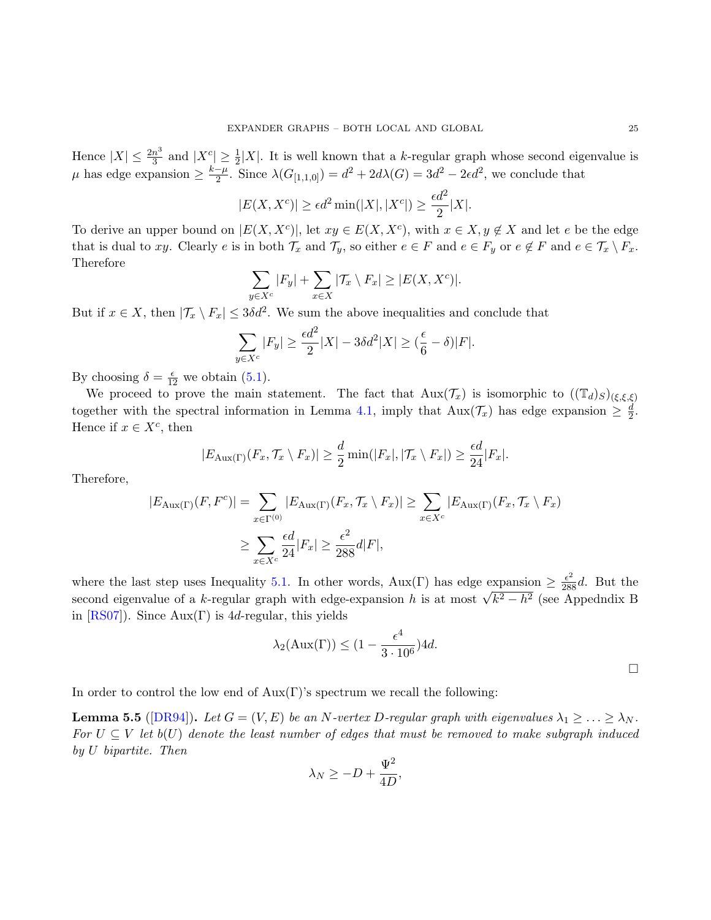Hence $|X| \leq \frac{2n^3}{3}$ and $|X^c| \geq \frac{1}{2}|X|$. It is well known that a $k$-regular graph whose second eigenvalue is $\mu$ has edge expansion $\geq \frac{k-\mu}{2}$. Since $\lambda(G_{[1,1,0]}) = d^2 + 2d\lambda(G) = 3d^2 - 2\epsilon d^2$, we conclude that

$$|E(X, X^c)| \geq \epsilon d^2 \min(|X|, |X^c|) \geq \frac{\epsilon d^2}{2}|X|.$$

To derive an upper bound on $|E(X, X^c)|$, let $xy \in E(X, X^c)$, with $x \in X, y \notin X$ and let $e$ be the edge that is dual to $xy$. Clearly $e$ is in both $\mathcal{T}_x$ and $\mathcal{T}_y$, so either $e \in F$ and $e \in F_y$ or $e \notin F$ and $e \in \mathcal{T}_x \setminus F_x$. Therefore

$$\sum_{y \in X^c} |F_y| + \sum_{x \in X} |\mathcal{T}_x \setminus F_x| \geq |E(X, X^c)|.$$

But if $x \in X$, then $|\mathcal{T}_x \setminus F_x| \leq 3\delta d^2$. We sum the above inequalities and conclude that

$$\sum_{y \in X^c} |F_y| \geq \frac{\epsilon d^2}{2}|X| - 3\delta d^2 |X| \geq (\frac{\epsilon}{6} - \delta)|F|.$$

By choosing $\delta = \frac{\epsilon}{12}$ we obtain (5.1).

We proceed to prove the main statement. The fact that $\mathrm{Aux}(\mathcal{T}_x)$ is isomorphic to $((\mathbb{T}_d)_S)_{(\xi,\xi,\xi)}$ together with the spectral information in Lemma 4.1, imply that $\mathrm{Aux}(\mathcal{T}_x)$ has edge expansion $\geq \frac{d}{2}$. Hence if $x \in X^c$, then

$$|E_{\mathrm{Aux}(\Gamma)}(F_x, \mathcal{T}_x \setminus F_x)| \geq \frac{d}{2} \min(|F_x|, |\mathcal{T}_x \setminus F_x|) \geq \frac{\epsilon d}{24}|F_x|.$$

Therefore,

$$\begin{aligned}
|E_{\mathrm{Aux}(\Gamma)}(F, F^c)| &= \sum_{x \in \Gamma^{(0)}} |E_{\mathrm{Aux}(\Gamma)}(F_x, \mathcal{T}_x \setminus F_x)| \geq \sum_{x \in X^c} |E_{\mathrm{Aux}(\Gamma)}(F_x, \mathcal{T}_x \setminus F_x)| \\
&\geq \sum_{x \in X^c} \frac{\epsilon d}{24}|F_x| \geq \frac{\epsilon^2}{288} d|F|,
\end{aligned}$$

where the last step uses Inequality 5.1. In other words, $\mathrm{Aux}(\Gamma)$ has edge expansion $\geq \frac{\epsilon^2}{288}d$. But the second eigenvalue of a $k$-regular graph with edge-expansion $h$ is at most $\sqrt{k^2 - h^2}$ (see Appedndix B in [RS07]). Since $\mathrm{Aux}(\Gamma)$ is $4d$-regular, this yields

$$\lambda_2(\mathrm{Aux}(\Gamma)) \leq (1 - \frac{\epsilon^4}{3 \cdot 10^6})4d.$$

□

In order to control the low end of $\mathrm{Aux}(\Gamma)$'s spectrum we recall the following:

**Lemma 5.5** ([DR94]). *Let $G = (V, E)$ be an $N$-vertex $D$-regular graph with eigenvalues $\lambda_1 \geq \ldots \geq \lambda_N$. For $U \subseteq V$ let $b(U)$ denote the least number of edges that must be removed to make subgraph induced by $U$ bipartite. Then*

$$\lambda_N \geq -D + \frac{\Psi^2}{4D},$$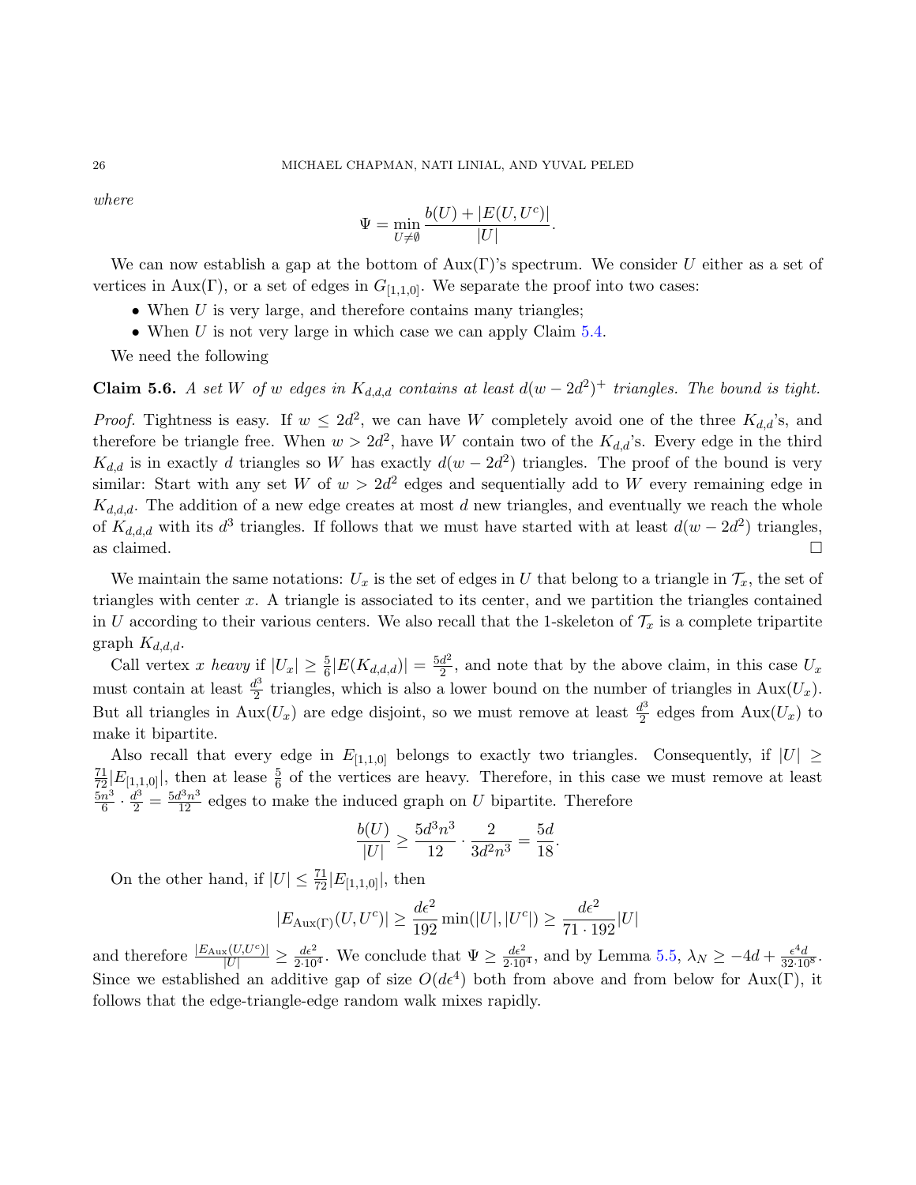*where*

$$\Psi = \min_{U \neq \emptyset} \frac{b(U) + |E(U, U^c)|}{|U|}.$$

We can now establish a gap at the bottom of $\text{Aux}(\Gamma)$'s spectrum. We consider $U$ either as a set of vertices in $\text{Aux}(\Gamma)$, or a set of edges in $G_{[1,1,0]}$. We separate the proof into two cases:

- When $U$ is very large, and therefore contains many triangles;
- When $U$ is not very large in which case we can apply Claim 5.4.

We need the following

**Claim 5.6.** *A set $W$ of $w$ edges in $K_{d,d,d}$ contains at least $d(w - 2d^2)^+$ triangles. The bound is tight.*

*Proof.* Tightness is easy. If $w \leq 2d^2$, we can have $W$ completely avoid one of the three $K_{d,d}$'s, and therefore be triangle free. When $w > 2d^2$, have $W$ contain two of the $K_{d,d}$'s. Every edge in the third $K_{d,d}$ is in exactly $d$ triangles so $W$ has exactly $d(w - 2d^2)$ triangles. The proof of the bound is very similar: Start with any set $W$ of $w > 2d^2$ edges and sequentially add to $W$ every remaining edge in $K_{d,d,d}$. The addition of a new edge creates at most $d$ new triangles, and eventually we reach the whole of $K_{d,d,d}$ with its $d^3$ triangles. If follows that we must have started with at least $d(w - 2d^2)$ triangles, as claimed. $\square$

We maintain the same notations: $U_x$ is the set of edges in $U$ that belong to a triangle in $\mathcal{T}_x$, the set of triangles with center $x$. A triangle is associated to its center, and we partition the triangles contained in $U$ according to their various centers. We also recall that the 1-skeleton of $\mathcal{T}_x$ is a complete tripartite graph $K_{d,d,d}$.

Call vertex $x$ *heavy* if $|U_x| \geq \frac{5}{6}|E(K_{d,d,d})| = \frac{5d^2}{2}$, and note that by the above claim, in this case $U_x$ must contain at least $\frac{d^3}{2}$ triangles, which is also a lower bound on the number of triangles in $\text{Aux}(U_x)$. But all triangles in $\text{Aux}(U_x)$ are edge disjoint, so we must remove at least $\frac{d^3}{2}$ edges from $\text{Aux}(U_x)$ to make it bipartite.

Also recall that every edge in $E_{[1,1,0]}$ belongs to exactly two triangles. Consequently, if $|U| \geq \frac{71}{72}|E_{[1,1,0]}|$, then at lease $\frac{5}{6}$ of the vertices are heavy. Therefore, in this case we must remove at least $\frac{5n^3}{6} \cdot \frac{d^3}{2} = \frac{5d^3n^3}{12}$ edges to make the induced graph on $U$ bipartite. Therefore

$$\frac{b(U)}{|U|} \geq \frac{5d^3n^3}{12} \cdot \frac{2}{3d^2n^3} = \frac{5d}{18}.$$

On the other hand, if $|U| \leq \frac{71}{72}|E_{[1,1,0]}|$, then

$$|E_{\text{Aux}(\Gamma)}(U, U^c)| \geq \frac{d\epsilon^2}{192} \min(|U|, |U^c|) \geq \frac{d\epsilon^2}{71 \cdot 192}|U|$$

and therefore $\frac{|E_{\text{Aux}}(U,U^c)|}{|U|} \geq \frac{d\epsilon^2}{2 \cdot 10^4}$. We conclude that $\Psi \geq \frac{d\epsilon^2}{2 \cdot 10^4}$, and by Lemma 5.5, $\lambda_N \geq -4d + \frac{\epsilon^4 d}{32 \cdot 10^8}$. Since we established an additive gap of size $O(d\epsilon^4)$ both from above and from below for $\text{Aux}(\Gamma)$, it follows that the edge-triangle-edge random walk mixes rapidly.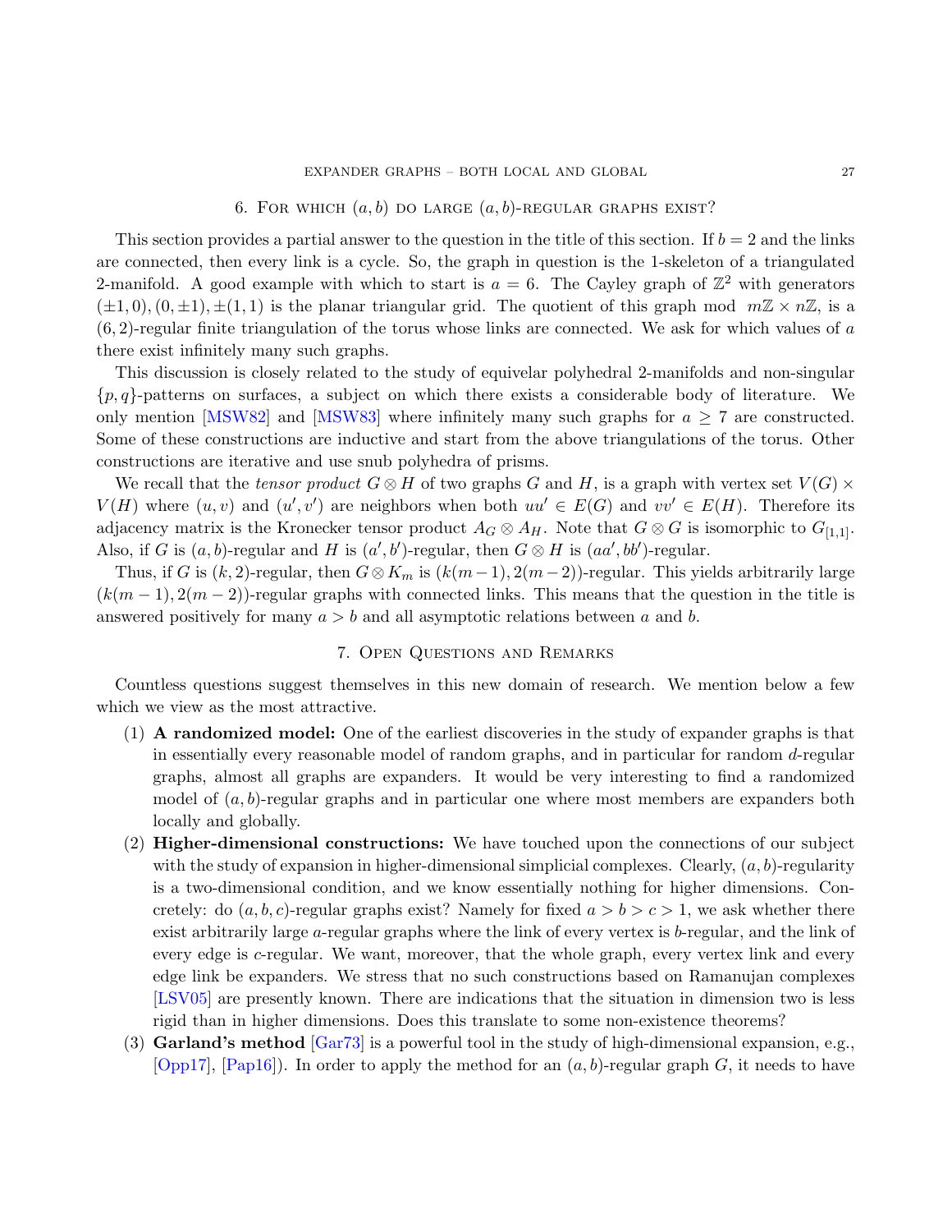## 6. For which $(a, b)$ do large $(a, b)$-regular graphs exist?

This section provides a partial answer to the question in the title of this section. If $b = 2$ and the links are connected, then every link is a cycle. So, the graph in question is the 1-skeleton of a triangulated 2-manifold. A good example with which to start is $a = 6$. The Cayley graph of $\mathbb{Z}^2$ with generators $(\pm 1, 0), (0, \pm 1), \pm(1, 1)$ is the planar triangular grid. The quotient of this graph mod $m\mathbb{Z} \times n\mathbb{Z}$, is a $(6, 2)$-regular finite triangulation of the torus whose links are connected. We ask for which values of $a$ there exist infinitely many such graphs.

This discussion is closely related to the study of equivelar polyhedral 2-manifolds and non-singular $\{p, q\}$-patterns on surfaces, a subject on which there exists a considerable body of literature. We only mention [MSW82] and [MSW83] where infinitely many such graphs for $a \geq 7$ are constructed. Some of these constructions are inductive and start from the above triangulations of the torus. Other constructions are iterative and use snub polyhedra of prisms.

We recall that the *tensor product* $G \otimes H$ of two graphs $G$ and $H$, is a graph with vertex set $V(G) \times V(H)$ where $(u, v)$ and $(u', v')$ are neighbors when both $uu' \in E(G)$ and $vv' \in E(H)$. Therefore its adjacency matrix is the Kronecker tensor product $A_G \otimes A_H$. Note that $G \otimes G$ is isomorphic to $G_{[1,1]}$. Also, if $G$ is $(a, b)$-regular and $H$ is $(a', b')$-regular, then $G \otimes H$ is $(aa', bb')$-regular.

Thus, if $G$ is $(k, 2)$-regular, then $G \otimes K_m$ is $(k(m-1), 2(m-2))$-regular. This yields arbitrarily large $(k(m-1), 2(m-2))$-regular graphs with connected links. This means that the question in the title is answered positively for many $a > b$ and all asymptotic relations between $a$ and $b$.

## 7. Open Questions and Remarks

Countless questions suggest themselves in this new domain of research. We mention below a few which we view as the most attractive.

1. **A randomized model:** One of the earliest discoveries in the study of expander graphs is that in essentially every reasonable model of random graphs, and in particular for random $d$-regular graphs, almost all graphs are expanders. It would be very interesting to find a randomized model of $(a, b)$-regular graphs and in particular one where most members are expanders both locally and globally.
2. **Higher-dimensional constructions:** We have touched upon the connections of our subject with the study of expansion in higher-dimensional simplicial complexes. Clearly, $(a, b)$-regularity is a two-dimensional condition, and we know essentially nothing for higher dimensions. Concretely: do $(a, b, c)$-regular graphs exist? Namely for fixed $a > b > c > 1$, we ask whether there exist arbitrarily large $a$-regular graphs where the link of every vertex is $b$-regular, and the link of every edge is $c$-regular. We want, moreover, that the whole graph, every vertex link and every edge link be expanders. We stress that no such constructions based on Ramanujan complexes [LSV05] are presently known. There are indications that the situation in dimension two is less rigid than in higher dimensions. Does this translate to some non-existence theorems?
3. **Garland's method** [Gar73] is a powerful tool in the study of high-dimensional expansion, e.g., [Opp17], [Pap16]). In order to apply the method for an $(a, b)$-regular graph $G$, it needs to have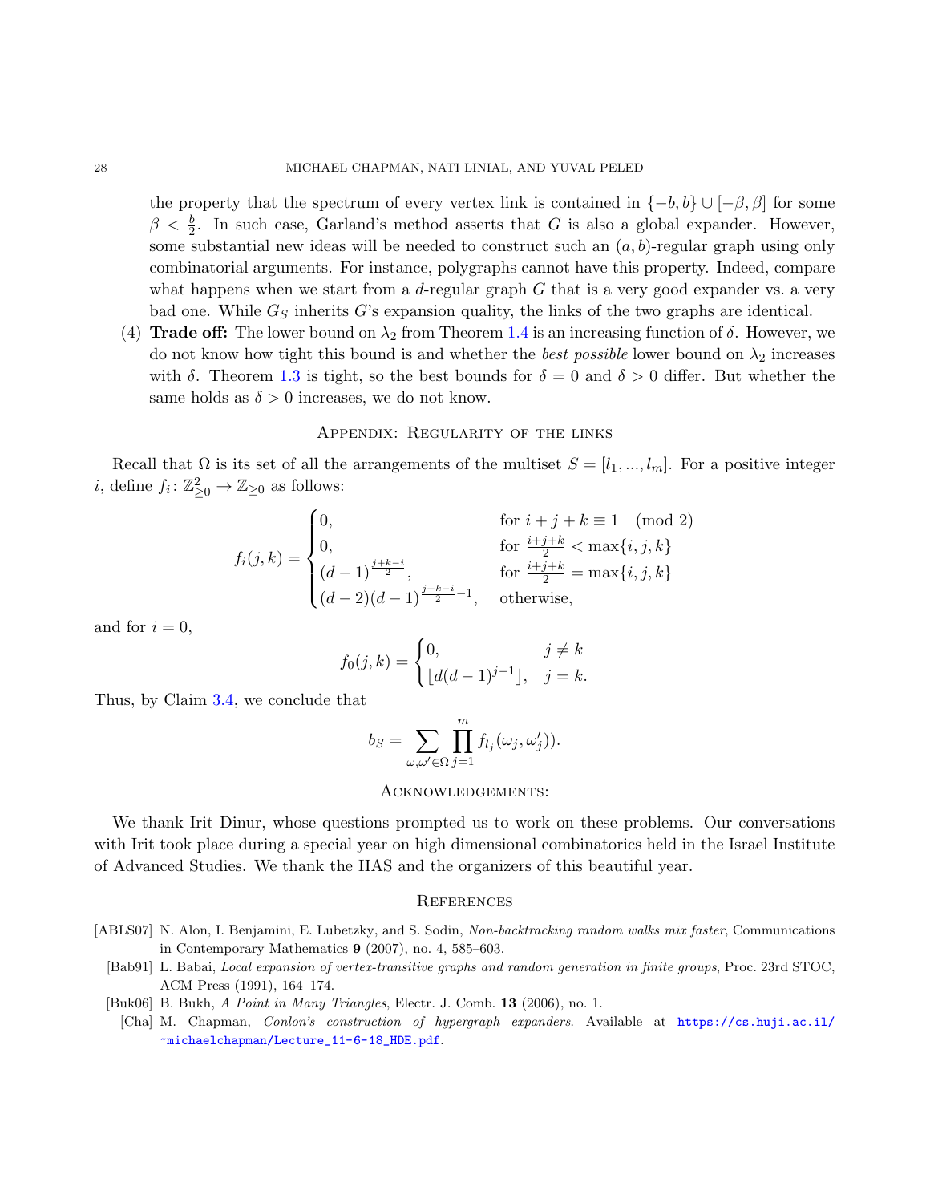the property that the spectrum of every vertex link is contained in $\{-b, b\} \cup [-\beta, \beta]$ for some $\beta < \frac{b}{2}$. In such case, Garland's method asserts that $G$ is also a global expander. However, some substantial new ideas will be needed to construct such an $(a, b)$-regular graph using only combinatorial arguments. For instance, polygraphs cannot have this property. Indeed, compare what happens when we start from a $d$-regular graph $G$ that is a very good expander vs. a very bad one. While $G_S$ inherits $G$'s expansion quality, the links of the two graphs are identical.

(4) **Trade off:** The lower bound on $\lambda_2$ from Theorem 1.4 is an increasing function of $\delta$. However, we do not know how tight this bound is and whether the *best possible* lower bound on $\lambda_2$ increases with $\delta$. Theorem 1.3 is tight, so the best bounds for $\delta = 0$ and $\delta > 0$ differ. But whether the same holds as $\delta > 0$ increases, we do not know.

## Appendix: Regularity of the links

Recall that $\Omega$ is its set of all the arrangements of the multiset $S = [l_1, ..., l_m]$. For a positive integer $i$, define $f_i \colon \mathbb{Z}^2_{\geq 0} \to \mathbb{Z}_{\geq 0}$ as follows:

$$f_i(j,k) = \begin{cases} 0, & \text{for } i+j+k \equiv 1 \pmod 2 \\ 0, & \text{for } \frac{i+j+k}{2} < \max\{i,j,k\} \\ (d-1)^{\frac{j+k-i}{2}}, & \text{for } \frac{i+j+k}{2} = \max\{i,j,k\} \\ (d-2)(d-1)^{\frac{j+k-i}{2}-1}, & \text{otherwise,} \end{cases}$$

and for $i = 0$,

$$f_0(j,k) = \begin{cases} 0, & j \neq k \\ \lfloor d(d-1)^{j-1} \rfloor, & j = k. \end{cases}$$

Thus, by Claim 3.4, we conclude that

$$b_S = \sum_{\omega,\omega' \in \Omega} \prod_{j=1}^{m} f_{l_j}(\omega_j, \omega'_j)).$$

## Acknowledgements:

We thank Irit Dinur, whose questions prompted us to work on these problems. Our conversations with Irit took place during a special year on high dimensional combinatorics held in the Israel Institute of Advanced Studies. We thank the IIAS and the organizers of this beautiful year.

## References

[ABLS07] N. Alon, I. Benjamini, E. Lubetzky, and S. Sodin, *Non-backtracking random walks mix faster*, Communications in Contemporary Mathematics **9** (2007), no. 4, 585–603.

[Bab91] L. Babai, *Local expansion of vertex-transitive graphs and random generation in finite groups*, Proc. 23rd STOC, ACM Press (1991), 164–174.

[Buk06] B. Bukh, *A Point in Many Triangles*, Electr. J. Comb. **13** (2006), no. 1.

[Cha] M. Chapman, *Conlon's construction of hypergraph expanders*. Available at https://cs.huji.ac.il/~michaelchapman/Lecture_11-6-18_HDE.pdf.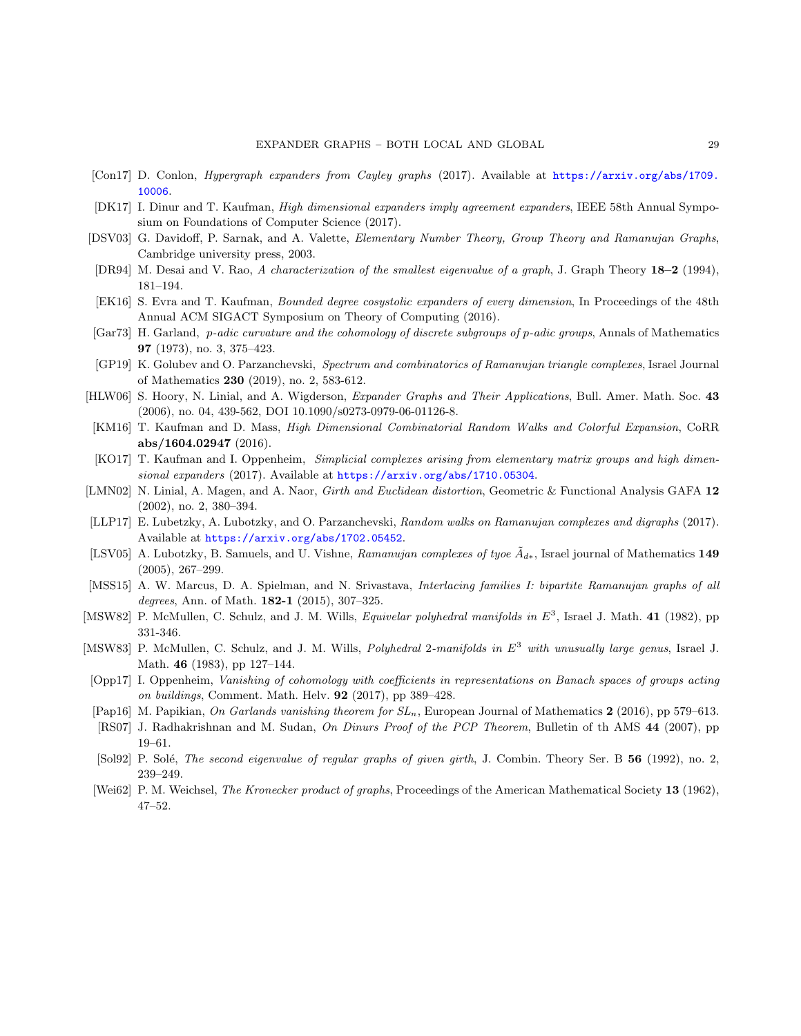- [Con17] D. Conlon, *Hypergraph expanders from Cayley graphs* (2017). Available at https://arxiv.org/abs/1709.10006.
- [DK17] I. Dinur and T. Kaufman, *High dimensional expanders imply agreement expanders*, IEEE 58th Annual Symposium on Foundations of Computer Science (2017).
- [DSV03] G. Davidoff, P. Sarnak, and A. Valette, *Elementary Number Theory, Group Theory and Ramanujan Graphs*, Cambridge university press, 2003.
- [DR94] M. Desai and V. Rao, *A characterization of the smallest eigenvalue of a graph*, J. Graph Theory **18–2** (1994), 181–194.
- [EK16] S. Evra and T. Kaufman, *Bounded degree cosystolic expanders of every dimension*, In Proceedings of the 48th Annual ACM SIGACT Symposium on Theory of Computing (2016).
- [Gar73] H. Garland, *p-adic curvature and the cohomology of discrete subgroups of p-adic groups*, Annals of Mathematics **97** (1973), no. 3, 375–423.
- [GP19] K. Golubev and O. Parzanchevski, *Spectrum and combinatorics of Ramanujan triangle complexes*, Israel Journal of Mathematics **230** (2019), no. 2, 583-612.
- [HLW06] S. Hoory, N. Linial, and A. Wigderson, *Expander Graphs and Their Applications*, Bull. Amer. Math. Soc. **43** (2006), no. 04, 439-562, DOI 10.1090/s0273-0979-06-01126-8.
- [KM16] T. Kaufman and D. Mass, *High Dimensional Combinatorial Random Walks and Colorful Expansion*, CoRR **abs/1604.02947** (2016).
- [KO17] T. Kaufman and I. Oppenheim, *Simplicial complexes arising from elementary matrix groups and high dimensional expanders* (2017). Available at https://arxiv.org/abs/1710.05304.
- [LMN02] N. Linial, A. Magen, and A. Naor, *Girth and Euclidean distortion*, Geometric & Functional Analysis GAFA **12** (2002), no. 2, 380–394.
- [LLP17] E. Lubetzky, A. Lubotzky, and O. Parzanchevski, *Random walks on Ramanujan complexes and digraphs* (2017). Available at https://arxiv.org/abs/1702.05452.
- [LSV05] A. Lubotzky, B. Samuels, and U. Vishne, *Ramanujan complexes of tyoe $\tilde{A}_{d*}$*, Israel journal of Mathematics **149** (2005), 267–299.
- [MSS15] A. W. Marcus, D. A. Spielman, and N. Srivastava, *Interlacing families I: bipartite Ramanujan graphs of all degrees*, Ann. of Math. **182-1** (2015), 307–325.
- [MSW82] P. McMullen, C. Schulz, and J. M. Wills, *Equivelar polyhedral manifolds in $E^3$*, Israel J. Math. **41** (1982), pp 331-346.
- [MSW83] P. McMullen, C. Schulz, and J. M. Wills, *Polyhedral 2-manifolds in $E^3$ with unusually large genus*, Israel J. Math. **46** (1983), pp 127–144.
- [Opp17] I. Oppenheim, *Vanishing of cohomology with coefficients in representations on Banach spaces of groups acting on buildings*, Comment. Math. Helv. **92** (2017), pp 389–428.
- [Pap16] M. Papikian, *On Garlands vanishing theorem for $SL_n$*, European Journal of Mathematics **2** (2016), pp 579–613.
- [RS07] J. Radhakrishnan and M. Sudan, *On Dinurs Proof of the PCP Theorem*, Bulletin of th AMS **44** (2007), pp 19–61.
- [Sol92] P. Solé, *The second eigenvalue of regular graphs of given girth*, J. Combin. Theory Ser. B **56** (1992), no. 2, 239–249.
- [Wei62] P. M. Weichsel, *The Kronecker product of graphs*, Proceedings of the American Mathematical Society **13** (1962), 47–52.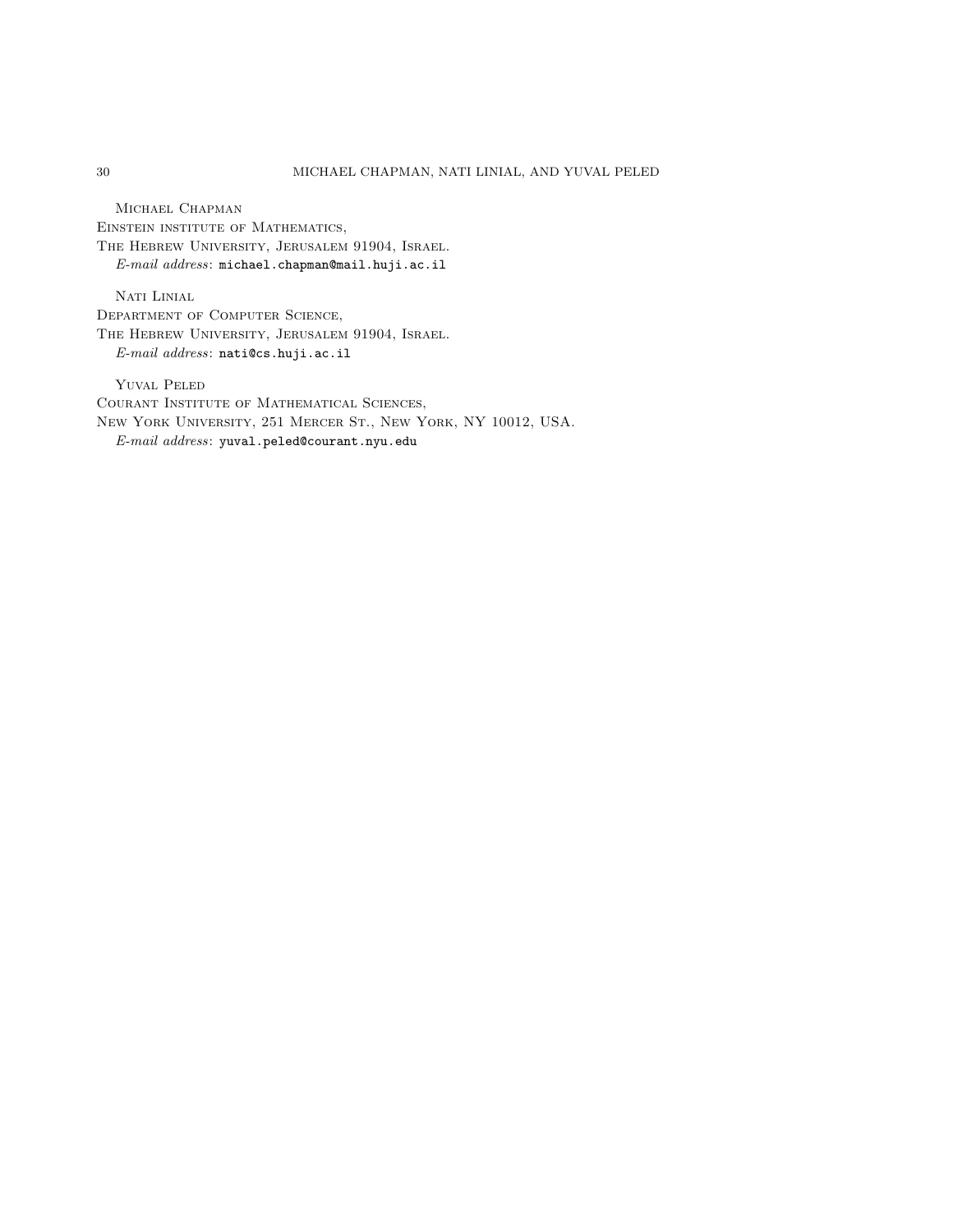Michael Chapman
Einstein institute of Mathematics,
The Hebrew University, Jerusalem 91904, Israel.
*E-mail address*: michael.chapman@mail.huji.ac.il

Nati Linial
Department of Computer Science,
The Hebrew University, Jerusalem 91904, Israel.
*E-mail address*: nati@cs.huji.ac.il

Yuval Peled
Courant Institute of Mathematical Sciences,
New York University, 251 Mercer St., New York, NY 10012, USA.
*E-mail address*: yuval.peled@courant.nyu.edu